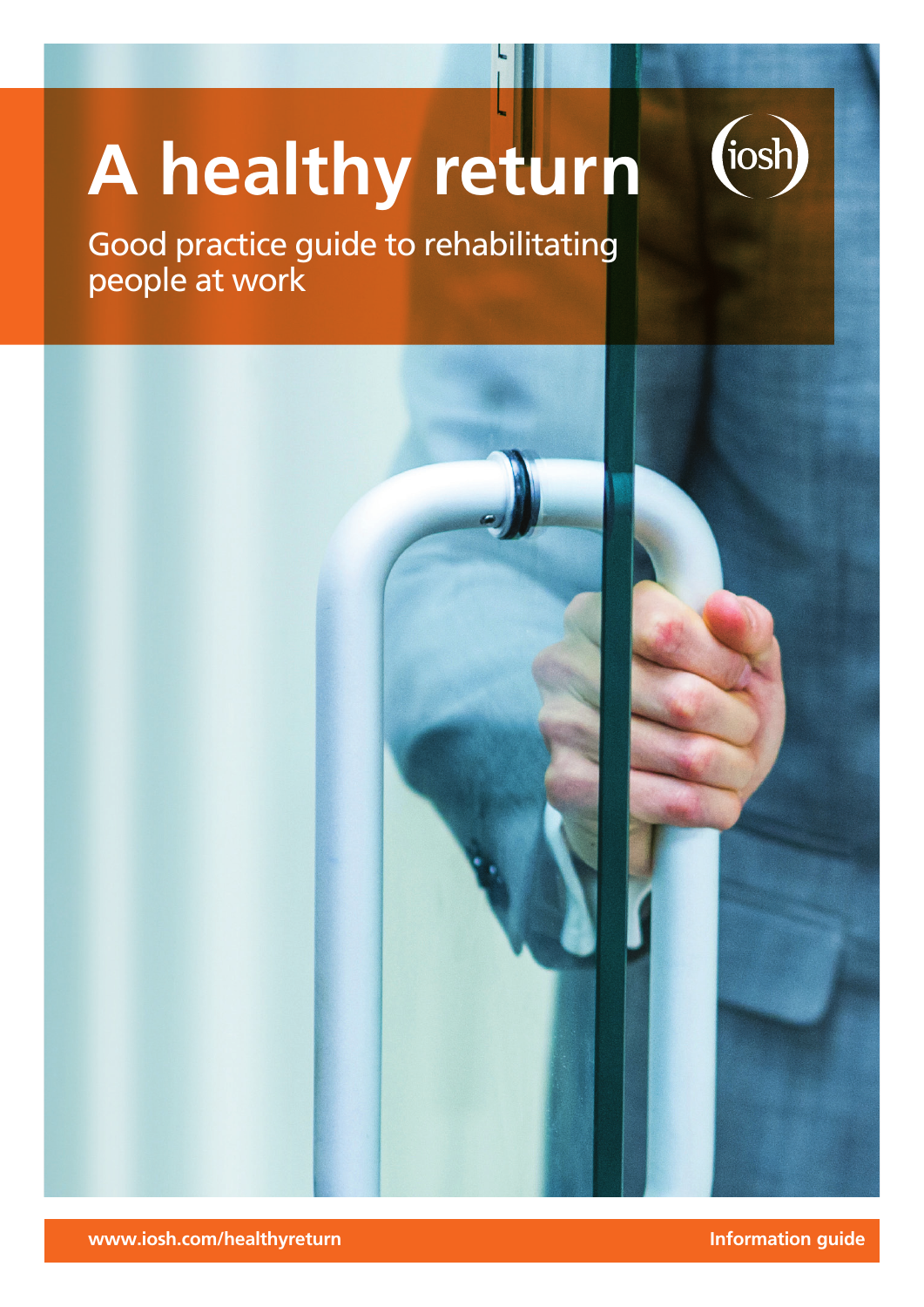# A healthy return

iosh

Good practice guide to rehabilitating people at work

www.iosh.com/healthyreturn

Information guide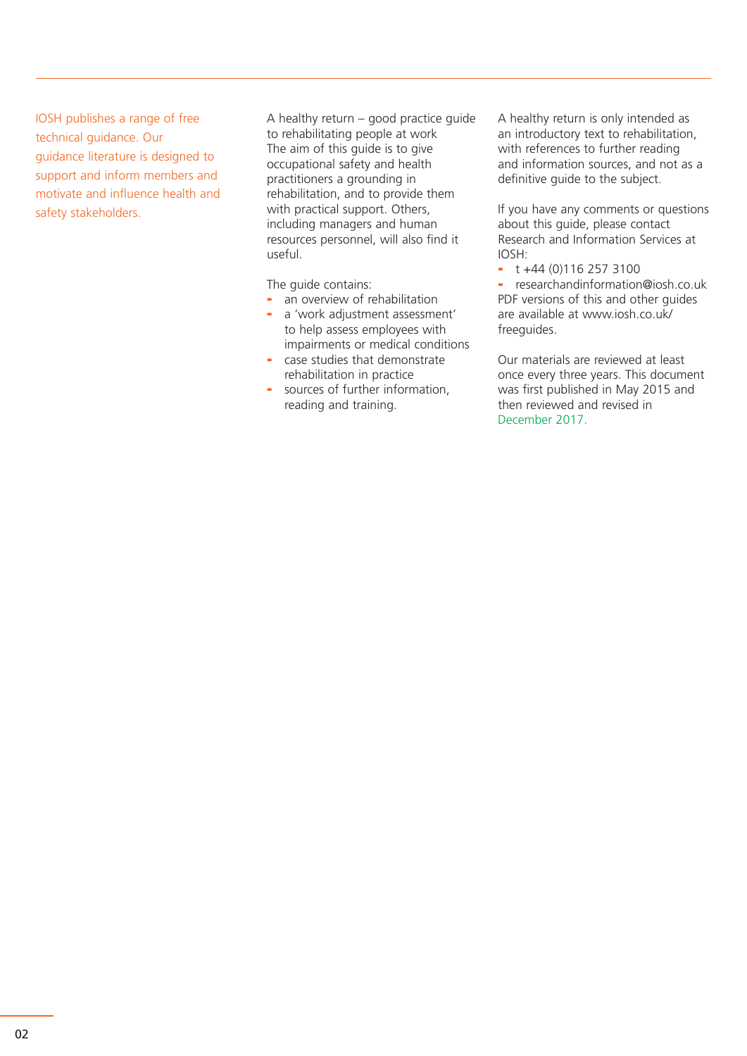IOSH publishes a range of free technical guidance. Our guidance literature is designed to support and inform members and motivate and influence health and safety stakeholders.

A healthy return – good practice guide to rehabilitating people at work
The aim of this guide is to give occupational safety and health practitioners a grounding in rehabilitation, and to provide them with practical support. Others, including managers and human resources personnel, will also find it useful.

The guide contains:

- an overview of rehabilitation
- a 'work adjustment assessment' to help assess employees with impairments or medical conditions
- case studies that demonstrate rehabilitation in practice
- sources of further information, reading and training.

A healthy return is only intended as an introductory text to rehabilitation, with references to further reading and information sources, and not as a definitive guide to the subject.

If you have any comments or questions about this guide, please contact Research and Information Services at IOSH:

- t +44 (0)116 257 3100
- researchandinformation@iosh.co.uk

PDF versions of this and other guides are available at www.iosh.co.uk/freeguides.

Our materials are reviewed at least once every three years. This document was first published in May 2015 and then reviewed and revised in December 2017.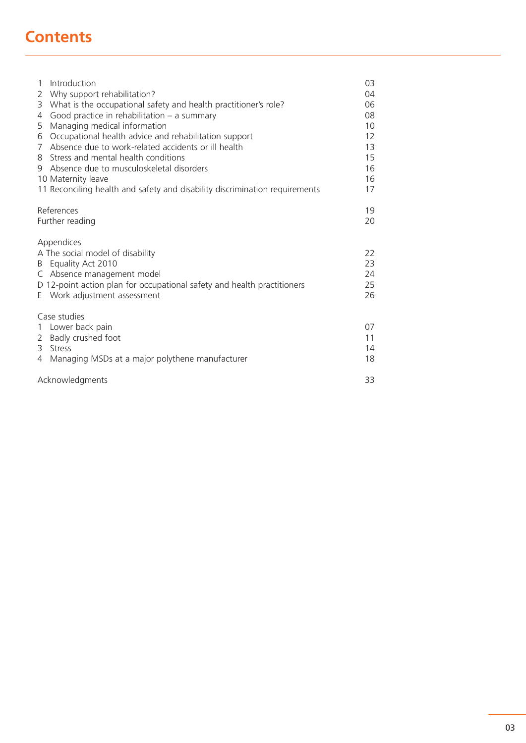# Contents

| | | |
|---|---|---|
| 1 | Introduction | 03 |
| 2 | Why support rehabilitation? | 04 |
| 3 | What is the occupational safety and health practitioner's role? | 06 |
| 4 | Good practice in rehabilitation – a summary | 08 |
| 5 | Managing medical information | 10 |
| 6 | Occupational health advice and rehabilitation support | 12 |
| 7 | Absence due to work-related accidents or ill health | 13 |
| 8 | Stress and mental health conditions | 15 |
| 9 | Absence due to musculoskeletal disorders | 16 |
| 10 | Maternity leave | 16 |
| 11 | Reconciling health and safety and disability discrimination requirements | 17 |
| | References | 19 |
| | Further reading | 20 |
| | Appendices | |
| A | The social model of disability | 22 |
| B | Equality Act 2010 | 23 |
| C | Absence management model | 24 |
| D | 12-point action plan for occupational safety and health practitioners | 25 |
| E | Work adjustment assessment | 26 |
| | Case studies | |
| 1 | Lower back pain | 07 |
| 2 | Badly crushed foot | 11 |
| 3 | Stress | 14 |
| 4 | Managing MSDs at a major polythene manufacturer | 18 |
| | Acknowledgments | 33 |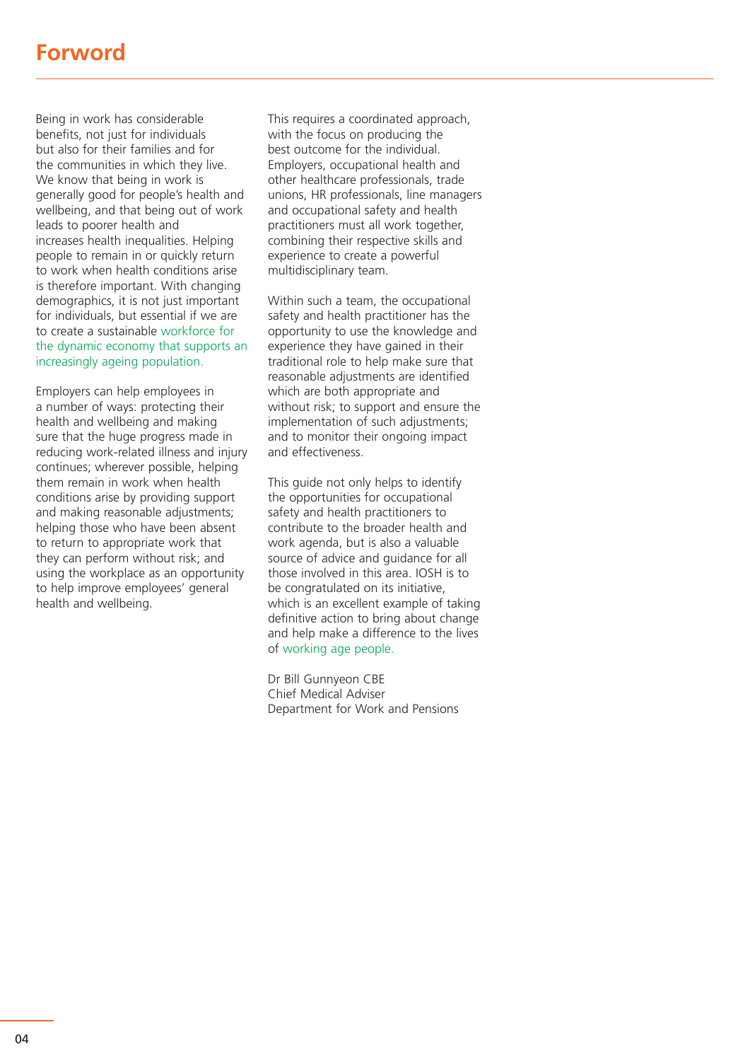# Forword

Being in work has considerable benefits, not just for individuals but also for their families and for the communities in which they live. We know that being in work is generally good for people's health and wellbeing, and that being out of work leads to poorer health and increases health inequalities. Helping people to remain in or quickly return to work when health conditions arise is therefore important. With changing demographics, it is not just important for individuals, but essential if we are to create a sustainable workforce for the dynamic economy that supports an increasingly ageing population.

Employers can help employees in a number of ways: protecting their health and wellbeing and making sure that the huge progress made in reducing work-related illness and injury continues; wherever possible, helping them remain in work when health conditions arise by providing support and making reasonable adjustments; helping those who have been absent to return to appropriate work that they can perform without risk; and using the workplace as an opportunity to help improve employees' general health and wellbeing.

This requires a coordinated approach, with the focus on producing the best outcome for the individual. Employers, occupational health and other healthcare professionals, trade unions, HR professionals, line managers and occupational safety and health practitioners must all work together, combining their respective skills and experience to create a powerful multidisciplinary team.

Within such a team, the occupational safety and health practitioner has the opportunity to use the knowledge and experience they have gained in their traditional role to help make sure that reasonable adjustments are identified which are both appropriate and without risk; to support and ensure the implementation of such adjustments; and to monitor their ongoing impact and effectiveness.

This guide not only helps to identify the opportunities for occupational safety and health practitioners to contribute to the broader health and work agenda, but is also a valuable source of advice and guidance for all those involved in this area. IOSH is to be congratulated on its initiative, which is an excellent example of taking definitive action to bring about change and help make a difference to the lives of working age people.

Dr Bill Gunnyeon CBE
Chief Medical Adviser
Department for Work and Pensions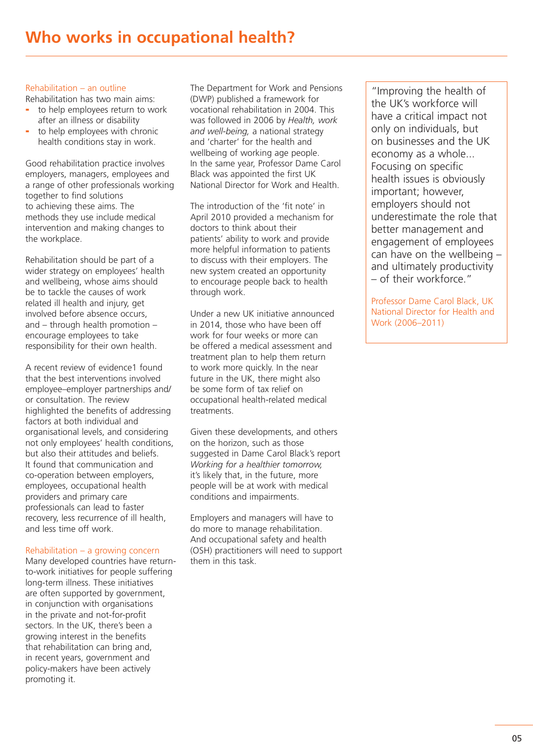# Who works in occupational health?

### Rehabilitation – an outline

Rehabilitation has two main aims:

- to help employees return to work after an illness or disability
- to help employees with chronic health conditions stay in work.

Good rehabilitation practice involves employers, managers, employees and a range of other professionals working together to find solutions to achieving these aims. The methods they use include medical intervention and making changes to the workplace.

Rehabilitation should be part of a wider strategy on employees' health and wellbeing, whose aims should be to tackle the causes of work related ill health and injury, get involved before absence occurs, and – through health promotion – encourage employees to take responsibility for their own health.

A recent review of evidence[1] found that the best interventions involved employee–employer partnerships and/or consultation. The review highlighted the benefits of addressing factors at both individual and organisational levels, and considering not only employees' health conditions, but also their attitudes and beliefs. It found that communication and co-operation between employers, employees, occupational health providers and primary care professionals can lead to faster recovery, less recurrence of ill health, and less time off work.

### Rehabilitation – a growing concern

Many developed countries have return-to-work initiatives for people suffering long-term illness. These initiatives are often supported by government, in conjunction with organisations in the private and not-for-profit sectors. In the UK, there's been a growing interest in the benefits that rehabilitation can bring and, in recent years, government and policy-makers have been actively promoting it.

The Department for Work and Pensions (DWP) published a framework for vocational rehabilitation in 2004. This was followed in 2006 by *Health, work and well-being,* a national strategy and 'charter' for the health and wellbeing of working age people. In the same year, Professor Dame Carol Black was appointed the first UK National Director for Work and Health.

The introduction of the 'fit note' in April 2010 provided a mechanism for doctors to think about their patients' ability to work and provide more helpful information to patients to discuss with their employers. The new system created an opportunity to encourage people back to health through work.

Under a new UK initiative announced in 2014, those who have been off work for four weeks or more can be offered a medical assessment and treatment plan to help them return to work more quickly. In the near future in the UK, there might also be some form of tax relief on occupational health-related medical treatments.

Given these developments, and others on the horizon, such as those suggested in Dame Carol Black's report *Working for a healthier tomorrow,* it's likely that, in the future, more people will be at work with medical conditions and impairments.

Employers and managers will have to do more to manage rehabilitation. And occupational safety and health (OSH) practitioners will need to support them in this task.

> "Improving the health of the UK's workforce will have a critical impact not only on individuals, but on businesses and the UK economy as a whole... Focusing on specific health issues is obviously important; however, employers should not underestimate the role that better management and engagement of employees can have on the wellbeing – and ultimately productivity – of their workforce."
>
> Professor Dame Carol Black, UK National Director for Health and Work (2006–2011)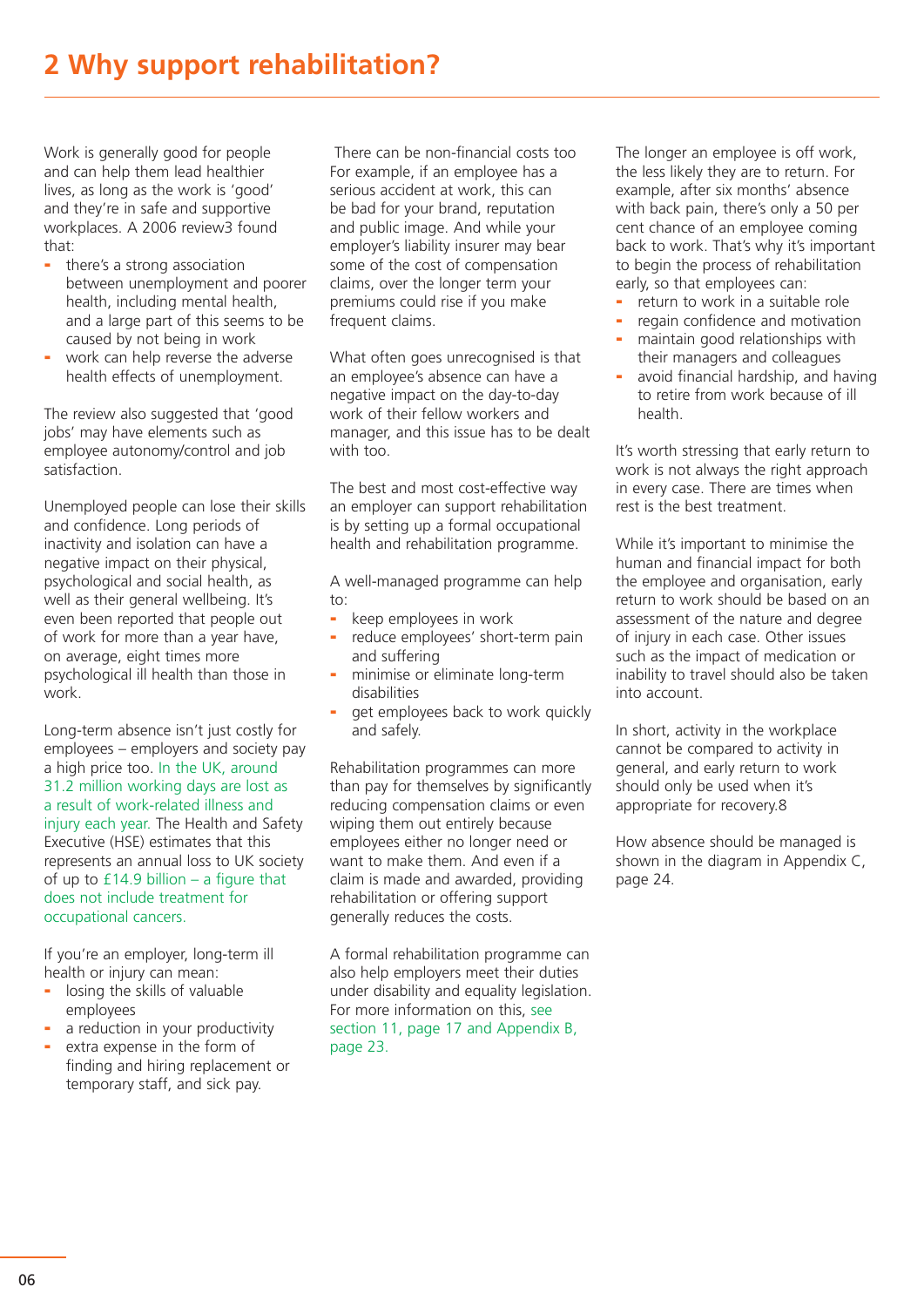# 2 Why support rehabilitation?

Work is generally good for people and can help them lead healthier lives, as long as the work is 'good' and they're in safe and supportive workplaces. A 2006 review3 found that:

- there's a strong association between unemployment and poorer health, including mental health, and a large part of this seems to be caused by not being in work
- work can help reverse the adverse health effects of unemployment.

The review also suggested that 'good jobs' may have elements such as employee autonomy/control and job satisfaction.

Unemployed people can lose their skills and confidence. Long periods of inactivity and isolation can have a negative impact on their physical, psychological and social health, as well as their general wellbeing. It's even been reported that people out of work for more than a year have, on average, eight times more psychological ill health than those in work.

Long-term absence isn't just costly for employees – employers and society pay a high price too. In the UK, around 31.2 million working days are lost as a result of work-related illness and injury each year. The Health and Safety Executive (HSE) estimates that this represents an annual loss to UK society of up to £14.9 billion – a figure that does not include treatment for occupational cancers.

If you're an employer, long-term ill health or injury can mean:

- losing the skills of valuable employees
- a reduction in your productivity
- extra expense in the form of finding and hiring replacement or temporary staff, and sick pay.

There can be non-financial costs too For example, if an employee has a serious accident at work, this can be bad for your brand, reputation and public image. And while your employer's liability insurer may bear some of the cost of compensation claims, over the longer term your premiums could rise if you make frequent claims.

What often goes unrecognised is that an employee's absence can have a negative impact on the day-to-day work of their fellow workers and manager, and this issue has to be dealt with too.

The best and most cost-effective way an employer can support rehabilitation is by setting up a formal occupational health and rehabilitation programme.

A well-managed programme can help to:

- keep employees in work
- reduce employees' short-term pain and suffering
- minimise or eliminate long-term disabilities
- get employees back to work quickly and safely.

Rehabilitation programmes can more than pay for themselves by significantly reducing compensation claims or even wiping them out entirely because employees either no longer need or want to make them. And even if a claim is made and awarded, providing rehabilitation or offering support generally reduces the costs.

A formal rehabilitation programme can also help employers meet their duties under disability and equality legislation. For more information on this, see section 11, page 17 and Appendix B, page 23.

The longer an employee is off work, the less likely they are to return. For example, after six months' absence with back pain, there's only a 50 per cent chance of an employee coming back to work. That's why it's important to begin the process of rehabilitation early, so that employees can:

- return to work in a suitable role
- regain confidence and motivation
- maintain good relationships with their managers and colleagues
- avoid financial hardship, and having to retire from work because of ill health.

It's worth stressing that early return to work is not always the right approach in every case. There are times when rest is the best treatment.

While it's important to minimise the human and financial impact for both the employee and organisation, early return to work should be based on an assessment of the nature and degree of injury in each case. Other issues such as the impact of medication or inability to travel should also be taken into account.

In short, activity in the workplace cannot be compared to activity in general, and early return to work should only be used when it's appropriate for recovery.8

How absence should be managed is shown in the diagram in Appendix C, page 24.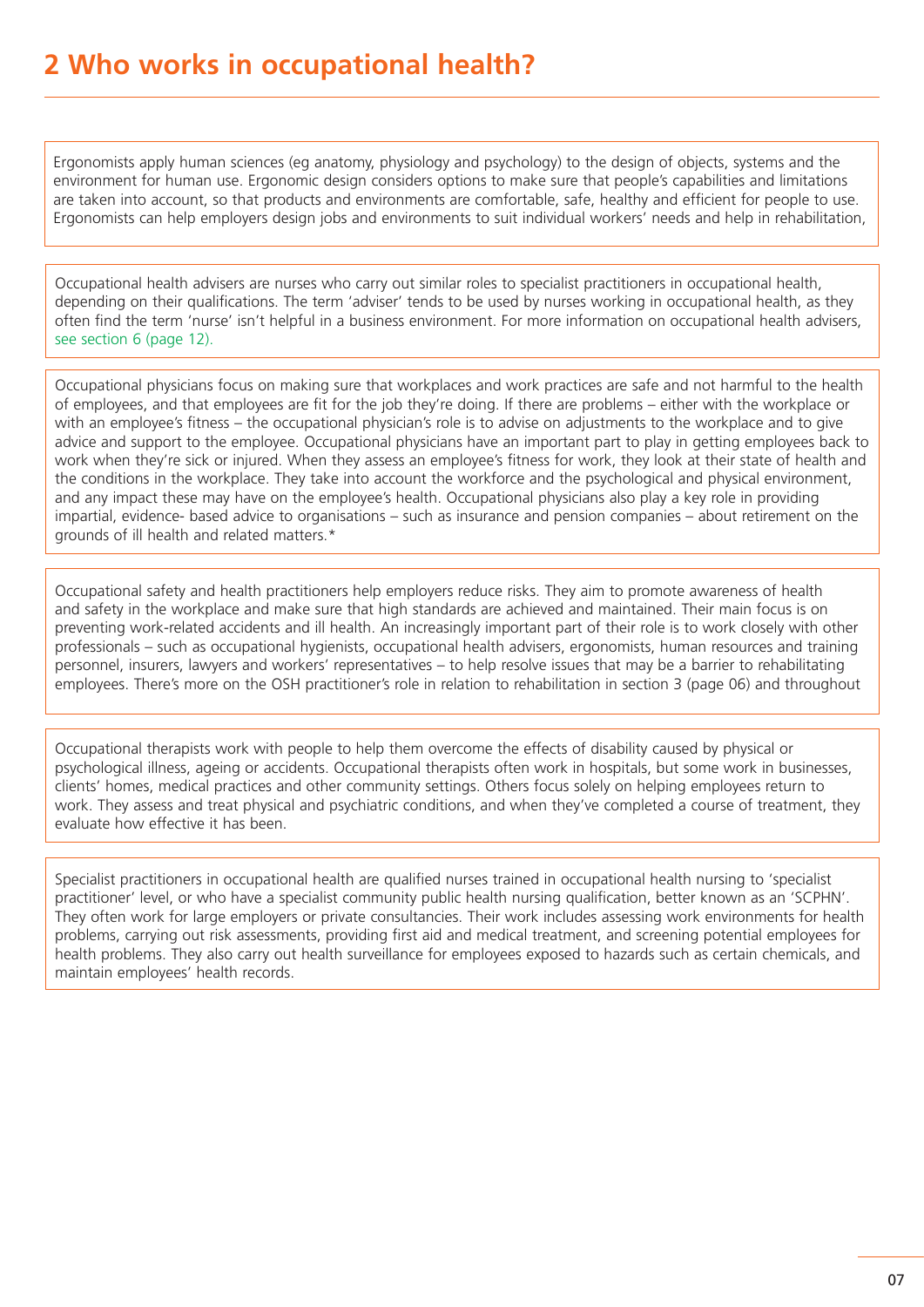## 2 Who works in occupational health?

Ergonomists apply human sciences (eg anatomy, physiology and psychology) to the design of objects, systems and the environment for human use. Ergonomic design considers options to make sure that people's capabilities and limitations are taken into account, so that products and environments are comfortable, safe, healthy and efficient for people to use. Ergonomists can help employers design jobs and environments to suit individual workers' needs and help in rehabilitation,

Occupational health advisers are nurses who carry out similar roles to specialist practitioners in occupational health, depending on their qualifications. The term 'adviser' tends to be used by nurses working in occupational health, as they often find the term 'nurse' isn't helpful in a business environment. For more information on occupational health advisers, see section 6 (page 12).

Occupational physicians focus on making sure that workplaces and work practices are safe and not harmful to the health of employees, and that employees are fit for the job they're doing. If there are problems – either with the workplace or with an employee's fitness – the occupational physician's role is to advise on adjustments to the workplace and to give advice and support to the employee. Occupational physicians have an important part to play in getting employees back to work when they're sick or injured. When they assess an employee's fitness for work, they look at their state of health and the conditions in the workplace. They take into account the workforce and the psychological and physical environment, and any impact these may have on the employee's health. Occupational physicians also play a key role in providing impartial, evidence- based advice to organisations – such as insurance and pension companies – about retirement on the grounds of ill health and related matters.*

Occupational safety and health practitioners help employers reduce risks. They aim to promote awareness of health and safety in the workplace and make sure that high standards are achieved and maintained. Their main focus is on preventing work-related accidents and ill health. An increasingly important part of their role is to work closely with other professionals – such as occupational hygienists, occupational health advisers, ergonomists, human resources and training personnel, insurers, lawyers and workers' representatives – to help resolve issues that may be a barrier to rehabilitating employees. There's more on the OSH practitioner's role in relation to rehabilitation in section 3 (page 06) and throughout

Occupational therapists work with people to help them overcome the effects of disability caused by physical or psychological illness, ageing or accidents. Occupational therapists often work in hospitals, but some work in businesses, clients' homes, medical practices and other community settings. Others focus solely on helping employees return to work. They assess and treat physical and psychiatric conditions, and when they've completed a course of treatment, they evaluate how effective it has been.

Specialist practitioners in occupational health are qualified nurses trained in occupational health nursing to 'specialist practitioner' level, or who have a specialist community public health nursing qualification, better known as an 'SCPHN'. They often work for large employers or private consultancies. Their work includes assessing work environments for health problems, carrying out risk assessments, providing first aid and medical treatment, and screening potential employees for health problems. They also carry out health surveillance for employees exposed to hazards such as certain chemicals, and maintain employees' health records.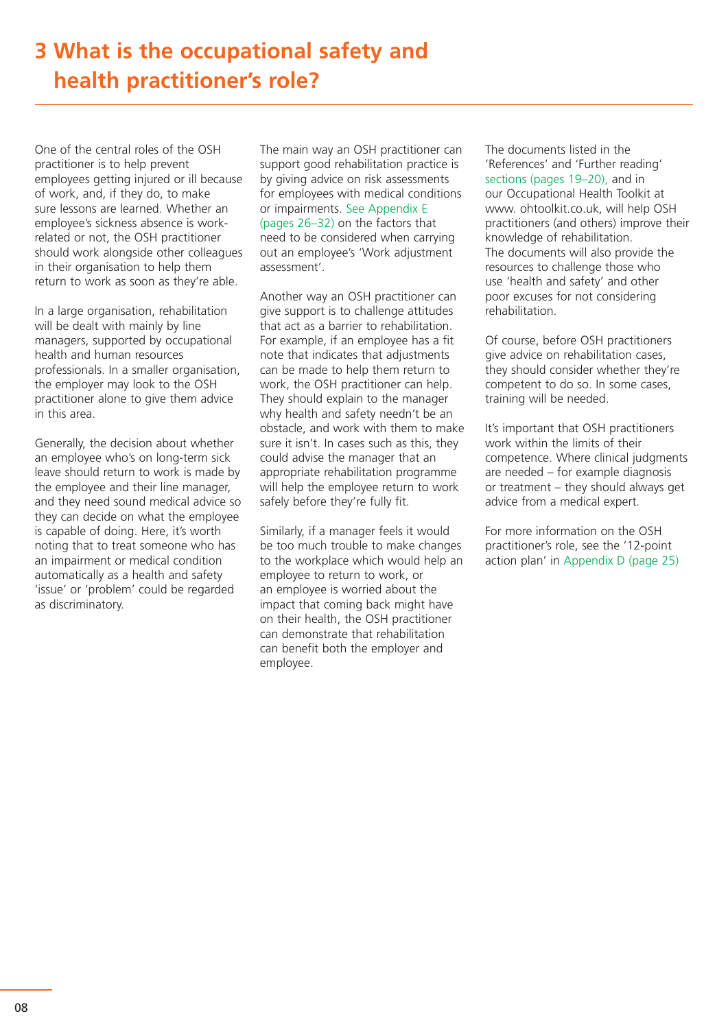# 3 What is the occupational safety and health practitioner's role?

One of the central roles of the OSH practitioner is to help prevent employees getting injured or ill because of work, and, if they do, to make sure lessons are learned. Whether an employee's sickness absence is work-related or not, the OSH practitioner should work alongside other colleagues in their organisation to help them return to work as soon as they're able.

In a large organisation, rehabilitation will be dealt with mainly by line managers, supported by occupational health and human resources professionals. In a smaller organisation, the employer may look to the OSH practitioner alone to give them advice in this area.

Generally, the decision about whether an employee who's on long-term sick leave should return to work is made by the employee and their line manager, and they need sound medical advice so they can decide on what the employee is capable of doing. Here, it's worth noting that to treat someone who has an impairment or medical condition automatically as a health and safety 'issue' or 'problem' could be regarded as discriminatory.

The main way an OSH practitioner can support good rehabilitation practice is by giving advice on risk assessments for employees with medical conditions or impairments. See Appendix E (pages 26–32) on the factors that need to be considered when carrying out an employee's 'Work adjustment assessment'.

Another way an OSH practitioner can give support is to challenge attitudes that act as a barrier to rehabilitation. For example, if an employee has a fit note that indicates that adjustments can be made to help them return to work, the OSH practitioner can help. They should explain to the manager why health and safety needn't be an obstacle, and work with them to make sure it isn't. In cases such as this, they could advise the manager that an appropriate rehabilitation programme will help the employee return to work safely before they're fully fit.

Similarly, if a manager feels it would be too much trouble to make changes to the workplace which would help an employee to return to work, or an employee is worried about the impact that coming back might have on their health, the OSH practitioner can demonstrate that rehabilitation can benefit both the employer and employee.

The documents listed in the 'References' and 'Further reading' sections (pages 19–20), and in our Occupational Health Toolkit at www. ohtoolkit.co.uk, will help OSH practitioners (and others) improve their knowledge of rehabilitation. The documents will also provide the resources to challenge those who use 'health and safety' and other poor excuses for not considering rehabilitation.

Of course, before OSH practitioners give advice on rehabilitation cases, they should consider whether they're competent to do so. In some cases, training will be needed.

It's important that OSH practitioners work within the limits of their competence. Where clinical judgments are needed – for example diagnosis or treatment – they should always get advice from a medical expert.

For more information on the OSH practitioner's role, see the '12-point action plan' in Appendix D (page 25)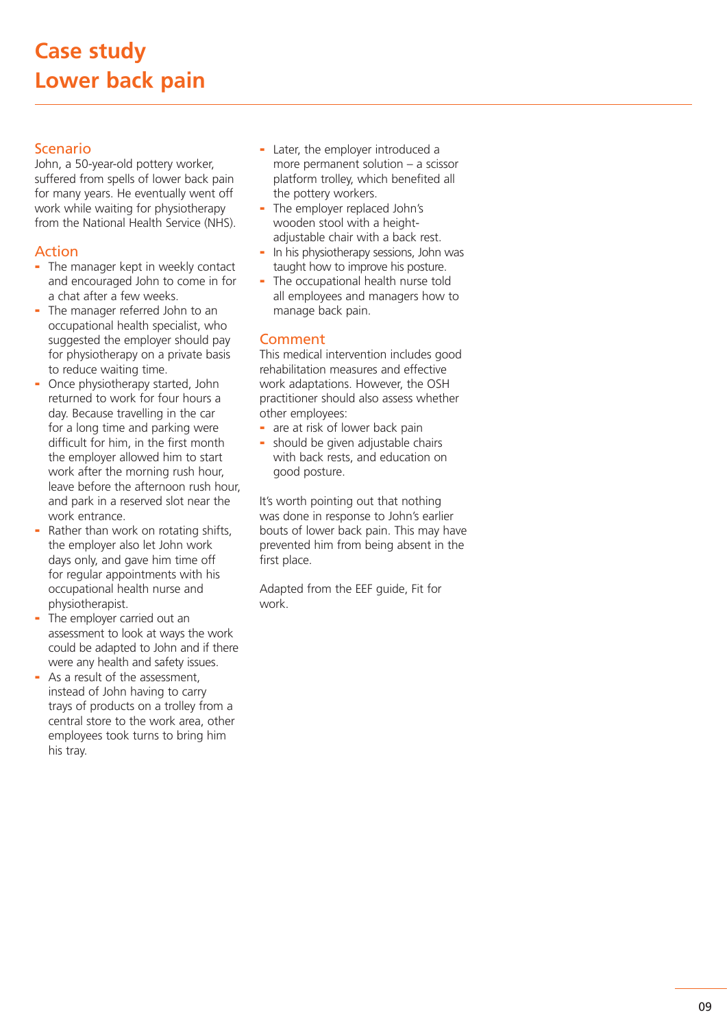# Case study
# Lower back pain

## Scenario

John, a 50-year-old pottery worker, suffered from spells of lower back pain for many years. He eventually went off work while waiting for physiotherapy from the National Health Service (NHS).

## Action

- The manager kept in weekly contact and encouraged John to come in for a chat after a few weeks.
- The manager referred John to an occupational health specialist, who suggested the employer should pay for physiotherapy on a private basis to reduce waiting time.
- Once physiotherapy started, John returned to work for four hours a day. Because travelling in the car for a long time and parking were difficult for him, in the first month the employer allowed him to start work after the morning rush hour, leave before the afternoon rush hour, and park in a reserved slot near the work entrance.
- Rather than work on rotating shifts, the employer also let John work days only, and gave him time off for regular appointments with his occupational health nurse and physiotherapist.
- The employer carried out an assessment to look at ways the work could be adapted to John and if there were any health and safety issues.
- As a result of the assessment, instead of John having to carry trays of products on a trolley from a central store to the work area, other employees took turns to bring him his tray.
- Later, the employer introduced a more permanent solution – a scissor platform trolley, which benefited all the pottery workers.
- The employer replaced John's wooden stool with a height-adjustable chair with a back rest.
- In his physiotherapy sessions, John was taught how to improve his posture.
- The occupational health nurse told all employees and managers how to manage back pain.

## Comment

This medical intervention includes good rehabilitation measures and effective work adaptations. However, the OSH practitioner should also assess whether other employees:

- are at risk of lower back pain
- should be given adjustable chairs with back rests, and education on good posture.

It's worth pointing out that nothing was done in response to John's earlier bouts of lower back pain. This may have prevented him from being absent in the first place.

Adapted from the EEF guide, Fit for work.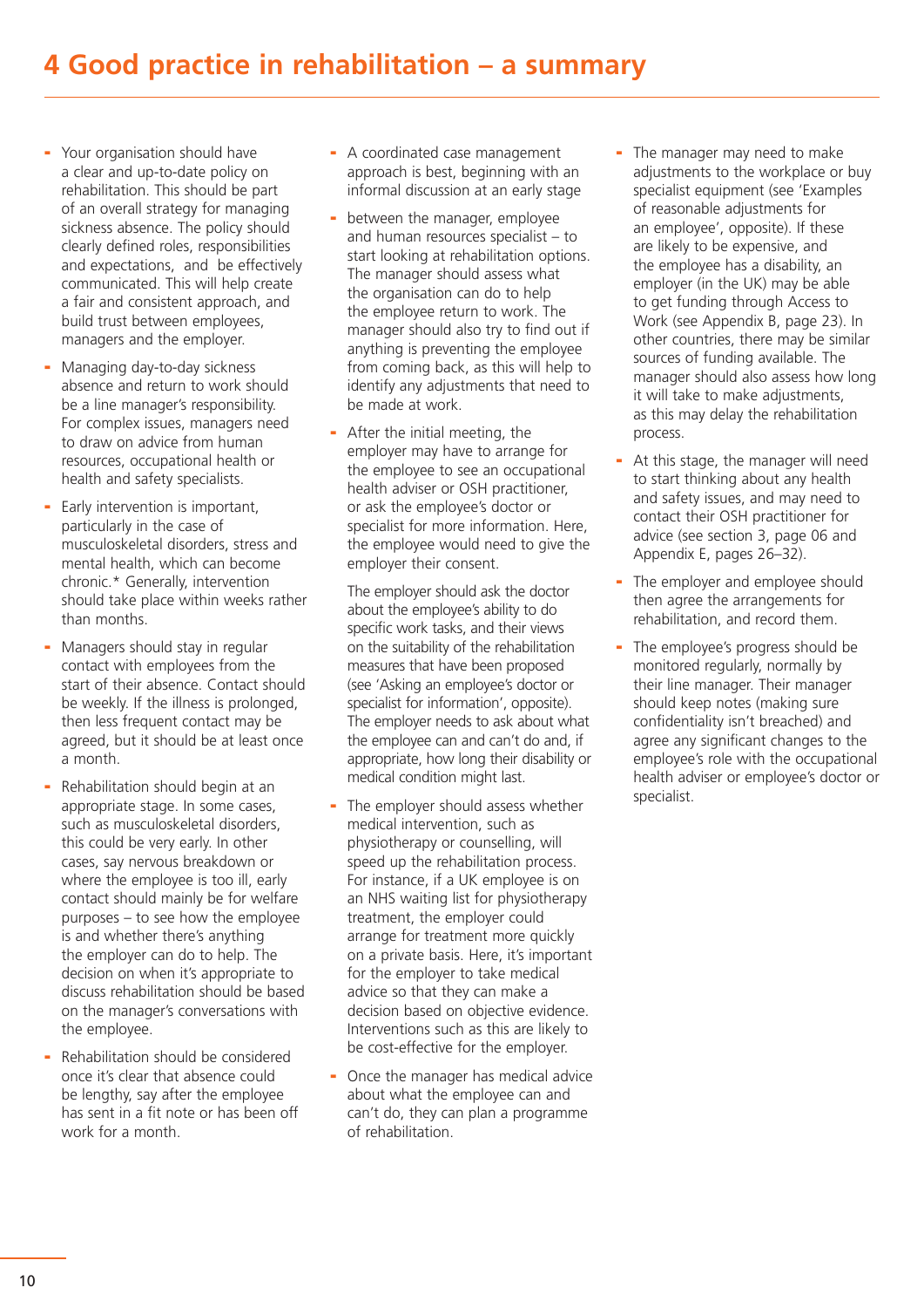# 4 Good practice in rehabilitation – a summary

- Your organisation should have a clear and up-to-date policy on rehabilitation. This should be part of an overall strategy for managing sickness absence. The policy should clearly defined roles, responsibilities and expectations, and be effectively communicated. This will help create a fair and consistent approach, and build trust between employees, managers and the employer.
- Managing day-to-day sickness absence and return to work should be a line manager's responsibility. For complex issues, managers need to draw on advice from human resources, occupational health or health and safety specialists.
- Early intervention is important, particularly in the case of musculoskeletal disorders, stress and mental health, which can become chronic.* Generally, intervention should take place within weeks rather than months.
- Managers should stay in regular contact with employees from the start of their absence. Contact should be weekly. If the illness is prolonged, then less frequent contact may be agreed, but it should be at least once a month.
- Rehabilitation should begin at an appropriate stage. In some cases, such as musculoskeletal disorders, this could be very early. In other cases, say nervous breakdown or where the employee is too ill, early contact should mainly be for welfare purposes – to see how the employee is and whether there's anything the employer can do to help. The decision on when it's appropriate to discuss rehabilitation should be based on the manager's conversations with the employee.
- Rehabilitation should be considered once it's clear that absence could be lengthy, say after the employee has sent in a fit note or has been off work for a month.
- A coordinated case management approach is best, beginning with an informal discussion at an early stage
- between the manager, employee and human resources specialist – to start looking at rehabilitation options. The manager should assess what the organisation can do to help the employee return to work. The manager should also try to find out if anything is preventing the employee from coming back, as this will help to identify any adjustments that need to be made at work.
- After the initial meeting, the employer may have to arrange for the employee to see an occupational health adviser or OSH practitioner, or ask the employee's doctor or specialist for more information. Here, the employee would need to give the employer their consent.

  The employer should ask the doctor about the employee's ability to do specific work tasks, and their views on the suitability of the rehabilitation measures that have been proposed (see 'Asking an employee's doctor or specialist for information', opposite). The employer needs to ask about what the employee can and can't do and, if appropriate, how long their disability or medical condition might last.
- The employer should assess whether medical intervention, such as physiotherapy or counselling, will speed up the rehabilitation process. For instance, if a UK employee is on an NHS waiting list for physiotherapy treatment, the employer could arrange for treatment more quickly on a private basis. Here, it's important for the employer to take medical advice so that they can make a decision based on objective evidence. Interventions such as this are likely to be cost-effective for the employer.
- Once the manager has medical advice about what the employee can and can't do, they can plan a programme of rehabilitation.
- The manager may need to make adjustments to the workplace or buy specialist equipment (see 'Examples of reasonable adjustments for an employee', opposite). If these are likely to be expensive, and the employee has a disability, an employer (in the UK) may be able to get funding through Access to Work (see Appendix B, page 23). In other countries, there may be similar sources of funding available. The manager should also assess how long it will take to make adjustments, as this may delay the rehabilitation process.
- At this stage, the manager will need to start thinking about any health and safety issues, and may need to contact their OSH practitioner for advice (see section 3, page 06 and Appendix E, pages 26–32).
- The employer and employee should then agree the arrangements for rehabilitation, and record them.
- The employee's progress should be monitored regularly, normally by their line manager. Their manager should keep notes (making sure confidentiality isn't breached) and agree any significant changes to the employee's role with the occupational health adviser or employee's doctor or specialist.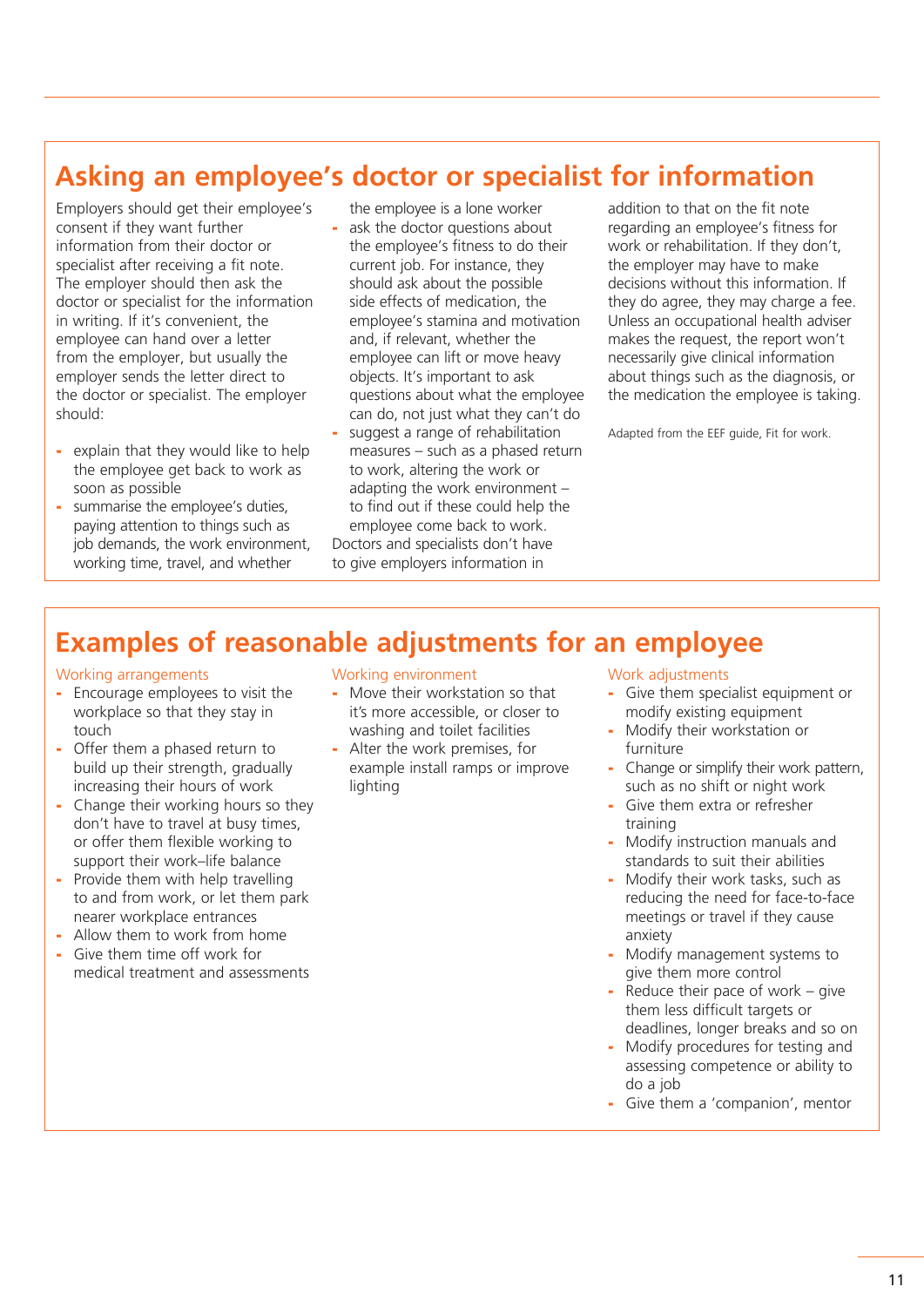## Asking an employee's doctor or specialist for information

Employers should get their employee's consent if they want further information from their doctor or specialist after receiving a fit note. The employer should then ask the doctor or specialist for the information in writing. If it's convenient, the employee can hand over a letter from the employer, but usually the employer sends the letter direct to the doctor or specialist. The employer should:

- explain that they would like to help the employee get back to work as soon as possible
- summarise the employee's duties, paying attention to things such as job demands, the work environment, working time, travel, and whether the employee is a lone worker
- ask the doctor questions about the employee's fitness to do their current job. For instance, they should ask about the possible side effects of medication, the employee's stamina and motivation and, if relevant, whether the employee can lift or move heavy objects. It's important to ask questions about what the employee can do, not just what they can't do
- suggest a range of rehabilitation measures – such as a phased return to work, altering the work or adapting the work environment – to find out if these could help the employee come back to work.

Doctors and specialists don't have to give employers information in addition to that on the fit note regarding an employee's fitness for work or rehabilitation. If they don't, the employer may have to make decisions without this information. If they do agree, they may charge a fee. Unless an occupational health adviser makes the request, the report won't necessarily give clinical information about things such as the diagnosis, or the medication the employee is taking.

Adapted from the EEF guide, Fit for work.

## Examples of reasonable adjustments for an employee

### Working arrangements

- Encourage employees to visit the workplace so that they stay in touch
- Offer them a phased return to build up their strength, gradually increasing their hours of work
- Change their working hours so they don't have to travel at busy times, or offer them flexible working to support their work–life balance
- Provide them with help travelling to and from work, or let them park nearer workplace entrances
- Allow them to work from home
- Give them time off work for medical treatment and assessments

### Working environment

- Move their workstation so that it's more accessible, or closer to washing and toilet facilities
- Alter the work premises, for example install ramps or improve lighting

### Work adjustments

- Give them specialist equipment or modify existing equipment
- Modify their workstation or furniture
- Change or simplify their work pattern, such as no shift or night work
- Give them extra or refresher training
- Modify instruction manuals and standards to suit their abilities
- Modify their work tasks, such as reducing the need for face-to-face meetings or travel if they cause anxiety
- Modify management systems to give them more control
- Reduce their pace of work – give them less difficult targets or deadlines, longer breaks and so on
- Modify procedures for testing and assessing competence or ability to do a job
- Give them a 'companion', mentor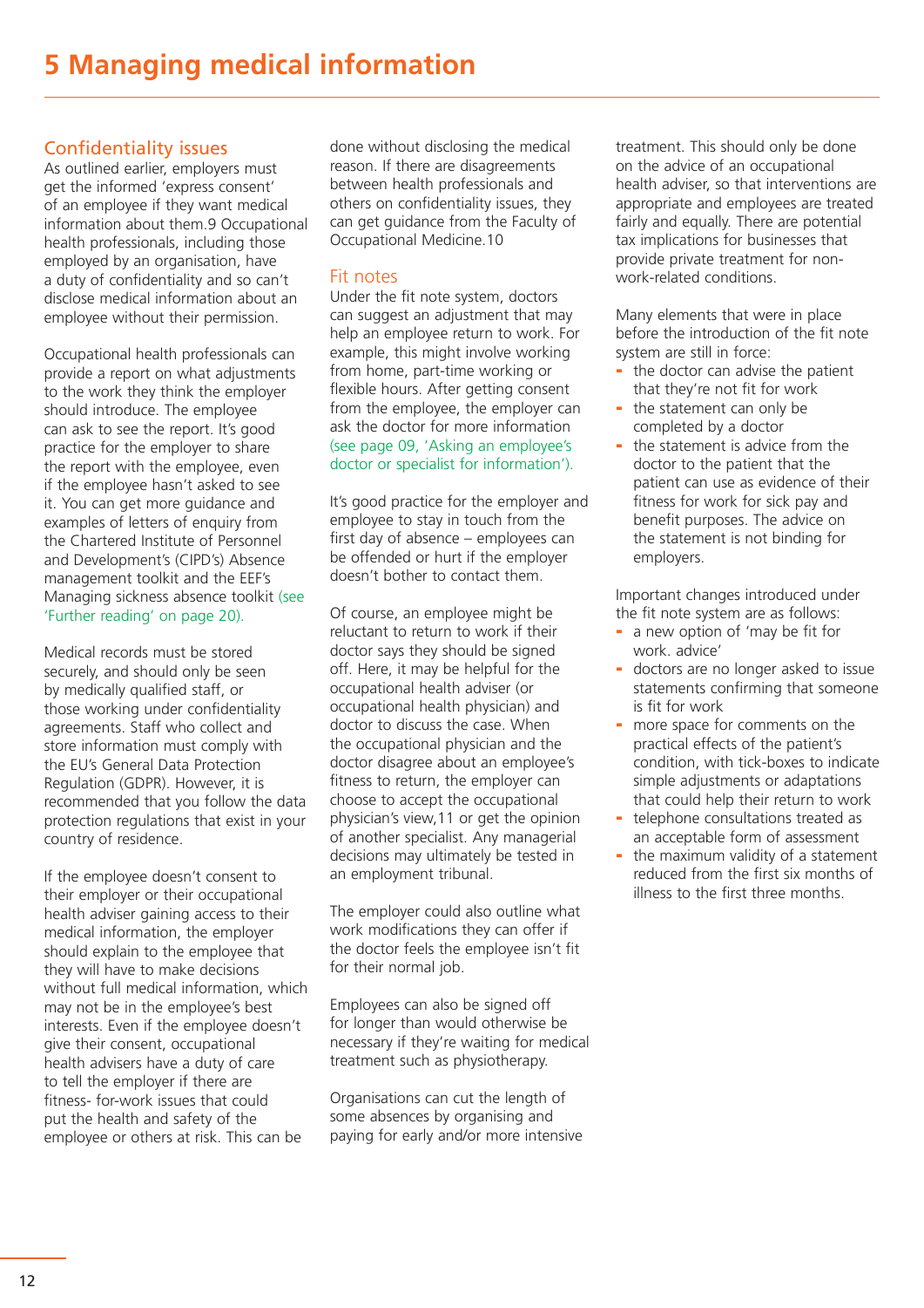# 5 Managing medical information

## Confidentiality issues

As outlined earlier, employers must get the informed 'express consent' of an employee if they want medical information about them.[9] Occupational health professionals, including those employed by an organisation, have a duty of confidentiality and so can't disclose medical information about an employee without their permission.

Occupational health professionals can provide a report on what adjustments to the work they think the employer should introduce. The employee can ask to see the report. It's good practice for the employer to share the report with the employee, even if the employee hasn't asked to see it. You can get more guidance and examples of letters of enquiry from the Chartered Institute of Personnel and Development's (CIPD's) Absence management toolkit and the EEF's Managing sickness absence toolkit (see 'Further reading' on page 20).

Medical records must be stored securely, and should only be seen by medically qualified staff, or those working under confidentiality agreements. Staff who collect and store information must comply with the EU's General Data Protection Regulation (GDPR). However, it is recommended that you follow the data protection regulations that exist in your country of residence.

If the employee doesn't consent to their employer or their occupational health adviser gaining access to their medical information, the employer should explain to the employee that they will have to make decisions without full medical information, which may not be in the employee's best interests. Even if the employee doesn't give their consent, occupational health advisers have a duty of care to tell the employer if there are fitness- for-work issues that could put the health and safety of the employee or others at risk. This can be done without disclosing the medical reason. If there are disagreements between health professionals and others on confidentiality issues, they can get guidance from the Faculty of Occupational Medicine.[10]

## Fit notes

Under the fit note system, doctors can suggest an adjustment that may help an employee return to work. For example, this might involve working from home, part-time working or flexible hours. After getting consent from the employee, the employer can ask the doctor for more information (see page 09, 'Asking an employee's doctor or specialist for information').

It's good practice for the employer and employee to stay in touch from the first day of absence – employees can be offended or hurt if the employer doesn't bother to contact them.

Of course, an employee might be reluctant to return to work if their doctor says they should be signed off. Here, it may be helpful for the occupational health adviser (or occupational health physician) and doctor to discuss the case. When the occupational physician and the doctor disagree about an employee's fitness to return, the employer can choose to accept the occupational physician's view,[11] or get the opinion of another specialist. Any managerial decisions may ultimately be tested in an employment tribunal.

The employer could also outline what work modifications they can offer if the doctor feels the employee isn't fit for their normal job.

Employees can also be signed off for longer than would otherwise be necessary if they're waiting for medical treatment such as physiotherapy.

Organisations can cut the length of some absences by organising and paying for early and/or more intensive treatment. This should only be done on the advice of an occupational health adviser, so that interventions are appropriate and employees are treated fairly and equally. There are potential tax implications for businesses that provide private treatment for non-work-related conditions.

Many elements that were in place before the introduction of the fit note system are still in force:

- the doctor can advise the patient that they're not fit for work
- the statement can only be completed by a doctor
- the statement is advice from the doctor to the patient that the patient can use as evidence of their fitness for work for sick pay and benefit purposes. The advice on the statement is not binding for employers.

Important changes introduced under the fit note system are as follows:

- a new option of 'may be fit for work. advice'
- doctors are no longer asked to issue statements confirming that someone is fit for work
- more space for comments on the practical effects of the patient's condition, with tick-boxes to indicate simple adjustments or adaptations that could help their return to work
- telephone consultations treated as an acceptable form of assessment
- the maximum validity of a statement reduced from the first six months of illness to the first three months.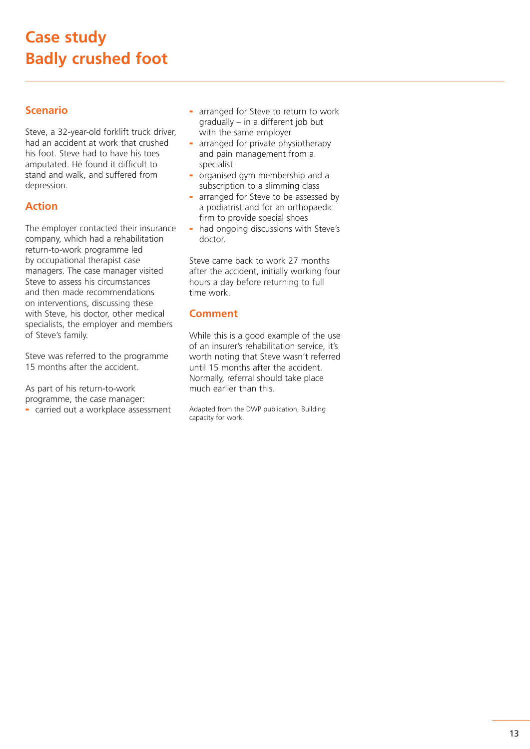# Case study
# Badly crushed foot

## Scenario

Steve, a 32-year-old forklift truck driver, had an accident at work that crushed his foot. Steve had to have his toes amputated. He found it difficult to stand and walk, and suffered from depression.

## Action

The employer contacted their insurance company, which had a rehabilitation return-to-work programme led by occupational therapist case managers. The case manager visited Steve to assess his circumstances and then made recommendations on interventions, discussing these with Steve, his doctor, other medical specialists, the employer and members of Steve's family.

Steve was referred to the programme 15 months after the accident.

As part of his return-to-work programme, the case manager:

- carried out a workplace assessment
- arranged for Steve to return to work gradually – in a different job but with the same employer
- arranged for private physiotherapy and pain management from a specialist
- organised gym membership and a subscription to a slimming class
- arranged for Steve to be assessed by a podiatrist and for an orthopaedic firm to provide special shoes
- had ongoing discussions with Steve's doctor.

Steve came back to work 27 months after the accident, initially working four hours a day before returning to full time work.

## Comment

While this is a good example of the use of an insurer's rehabilitation service, it's worth noting that Steve wasn't referred until 15 months after the accident. Normally, referral should take place much earlier than this.

Adapted from the DWP publication, Building capacity for work.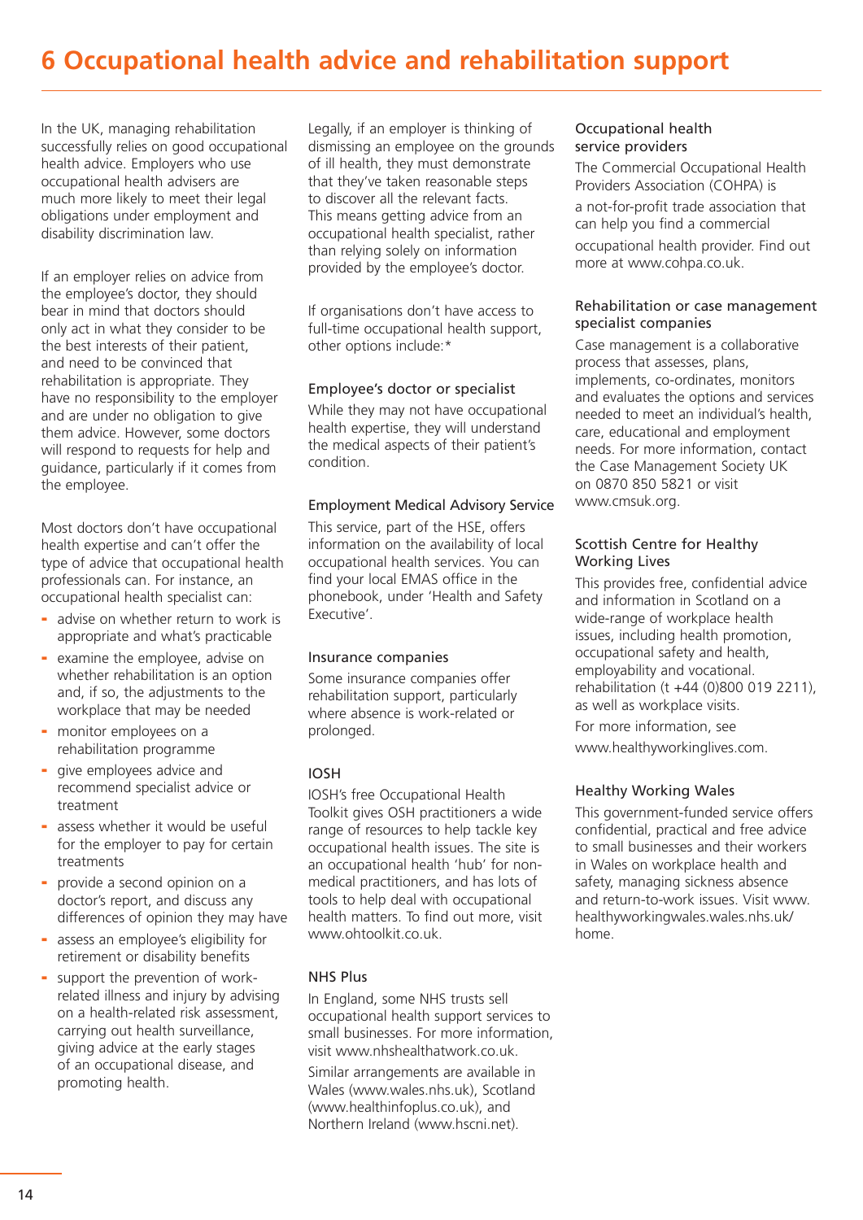# 6 Occupational health advice and rehabilitation support

In the UK, managing rehabilitation successfully relies on good occupational health advice. Employers who use occupational health advisers are much more likely to meet their legal obligations under employment and disability discrimination law.

If an employer relies on advice from the employee's doctor, they should bear in mind that doctors should only act in what they consider to be the best interests of their patient, and need to be convinced that rehabilitation is appropriate. They have no responsibility to the employer and are under no obligation to give them advice. However, some doctors will respond to requests for help and guidance, particularly if it comes from the employee.

Most doctors don't have occupational health expertise and can't offer the type of advice that occupational health professionals can. For instance, an occupational health specialist can:

- advise on whether return to work is appropriate and what's practicable
- examine the employee, advise on whether rehabilitation is an option and, if so, the adjustments to the workplace that may be needed
- monitor employees on a rehabilitation programme
- give employees advice and recommend specialist advice or treatment
- assess whether it would be useful for the employer to pay for certain treatments
- provide a second opinion on a doctor's report, and discuss any differences of opinion they may have
- assess an employee's eligibility for retirement or disability benefits
- support the prevention of work-related illness and injury by advising on a health-related risk assessment, carrying out health surveillance, giving advice at the early stages of an occupational disease, and promoting health.

Legally, if an employer is thinking of dismissing an employee on the grounds of ill health, they must demonstrate that they've taken reasonable steps to discover all the relevant facts. This means getting advice from an occupational health specialist, rather than relying solely on information provided by the employee's doctor.

If organisations don't have access to full-time occupational health support, other options include:*

### Employee's doctor or specialist

While they may not have occupational health expertise, they will understand the medical aspects of their patient's condition.

### Employment Medical Advisory Service

This service, part of the HSE, offers information on the availability of local occupational health services. You can find your local EMAS office in the phonebook, under 'Health and Safety Executive'.

### Insurance companies

Some insurance companies offer rehabilitation support, particularly where absence is work-related or prolonged.

### IOSH

IOSH's free Occupational Health Toolkit gives OSH practitioners a wide range of resources to help tackle key occupational health issues. The site is an occupational health 'hub' for non-medical practitioners, and has lots of tools to help deal with occupational health matters. To find out more, visit www.ohtoolkit.co.uk.

### NHS Plus

In England, some NHS trusts sell occupational health support services to small businesses. For more information, visit www.nhshealthatwork.co.uk.

Similar arrangements are available in Wales (www.wales.nhs.uk), Scotland (www.healthinfoplus.co.uk), and Northern Ireland (www.hscni.net).

### Occupational health service providers

The Commercial Occupational Health Providers Association (COHPA) is a not-for-profit trade association that can help you find a commercial occupational health provider. Find out more at www.cohpa.co.uk.

### Rehabilitation or case management specialist companies

Case management is a collaborative process that assesses, plans, implements, co-ordinates, monitors and evaluates the options and services needed to meet an individual's health, care, educational and employment needs. For more information, contact the Case Management Society UK on 0870 850 5821 or visit www.cmsuk.org.

### Scottish Centre for Healthy Working Lives

This provides free, confidential advice and information in Scotland on a wide-range of workplace health issues, including health promotion, occupational safety and health, employability and vocational. rehabilitation (t +44 (0)800 019 2211), as well as workplace visits.

For more information, see www.healthyworkinglives.com.

### Healthy Working Wales

This government-funded service offers confidential, practical and free advice to small businesses and their workers in Wales on workplace health and safety, managing sickness absence and return-to-work issues. Visit www.healthyworkingwales.wales.nhs.uk/home.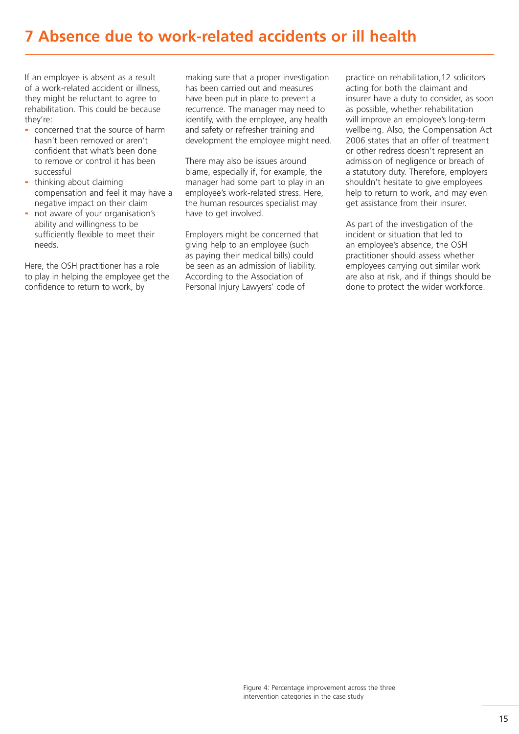# 7 Absence due to work-related accidents or ill health

If an employee is absent as a result of a work-related accident or illness, they might be reluctant to agree to rehabilitation. This could be because they're:

- concerned that the source of harm hasn't been removed or aren't confident that what's been done to remove or control it has been successful
- thinking about claiming compensation and feel it may have a negative impact on their claim
- not aware of your organisation's ability and willingness to be sufficiently flexible to meet their needs.

Here, the OSH practitioner has a role to play in helping the employee get the confidence to return to work, by making sure that a proper investigation has been carried out and measures have been put in place to prevent a recurrence. The manager may need to identify, with the employee, any health and safety or refresher training and development the employee might need.

There may also be issues around blame, especially if, for example, the manager had some part to play in an employee's work-related stress. Here, the human resources specialist may have to get involved.

Employers might be concerned that giving help to an employee (such as paying their medical bills) could be seen as an admission of liability. According to the Association of Personal Injury Lawyers' code of practice on rehabilitation,12 solicitors acting for both the claimant and insurer have a duty to consider, as soon as possible, whether rehabilitation will improve an employee's long-term wellbeing. Also, the Compensation Act 2006 states that an offer of treatment or other redress doesn't represent an admission of negligence or breach of a statutory duty. Therefore, employers shouldn't hesitate to give employees help to return to work, and may even get assistance from their insurer.

As part of the investigation of the incident or situation that led to an employee's absence, the OSH practitioner should assess whether employees carrying out similar work are also at risk, and if things should be done to protect the wider workforce.

Figure 4: Percentage improvement across the three intervention categories in the case study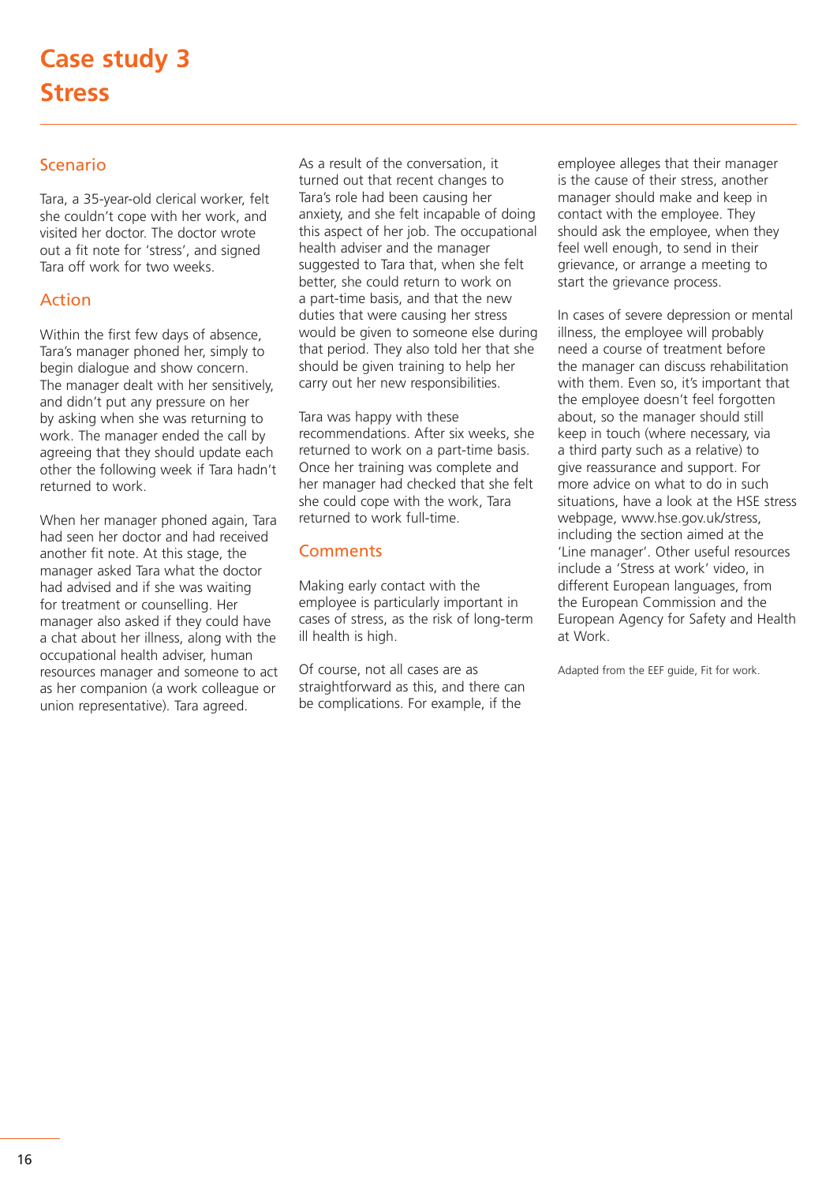# Case study 3
# Stress

## Scenario

Tara, a 35-year-old clerical worker, felt she couldn't cope with her work, and visited her doctor. The doctor wrote out a fit note for 'stress', and signed Tara off work for two weeks.

## Action

Within the first few days of absence, Tara's manager phoned her, simply to begin dialogue and show concern. The manager dealt with her sensitively, and didn't put any pressure on her by asking when she was returning to work. The manager ended the call by agreeing that they should update each other the following week if Tara hadn't returned to work.

When her manager phoned again, Tara had seen her doctor and had received another fit note. At this stage, the manager asked Tara what the doctor had advised and if she was waiting for treatment or counselling. Her manager also asked if they could have a chat about her illness, along with the occupational health adviser, human resources manager and someone to act as her companion (a work colleague or union representative). Tara agreed.

As a result of the conversation, it turned out that recent changes to Tara's role had been causing her anxiety, and she felt incapable of doing this aspect of her job. The occupational health adviser and the manager suggested to Tara that, when she felt better, she could return to work on a part-time basis, and that the new duties that were causing her stress would be given to someone else during that period. They also told her that she should be given training to help her carry out her new responsibilities.

Tara was happy with these recommendations. After six weeks, she returned to work on a part-time basis. Once her training was complete and her manager had checked that she felt she could cope with the work, Tara returned to work full-time.

## Comments

Making early contact with the employee is particularly important in cases of stress, as the risk of long-term ill health is high.

Of course, not all cases are as straightforward as this, and there can be complications. For example, if the employee alleges that their manager is the cause of their stress, another manager should make and keep in contact with the employee. They should ask the employee, when they feel well enough, to send in their grievance, or arrange a meeting to start the grievance process.

In cases of severe depression or mental illness, the employee will probably need a course of treatment before the manager can discuss rehabilitation with them. Even so, it's important that the employee doesn't feel forgotten about, so the manager should still keep in touch (where necessary, via a third party such as a relative) to give reassurance and support. For more advice on what to do in such situations, have a look at the HSE stress webpage, www.hse.gov.uk/stress, including the section aimed at the 'Line manager'. Other useful resources include a 'Stress at work' video, in different European languages, from the European Commission and the European Agency for Safety and Health at Work.

Adapted from the EEF guide, Fit for work.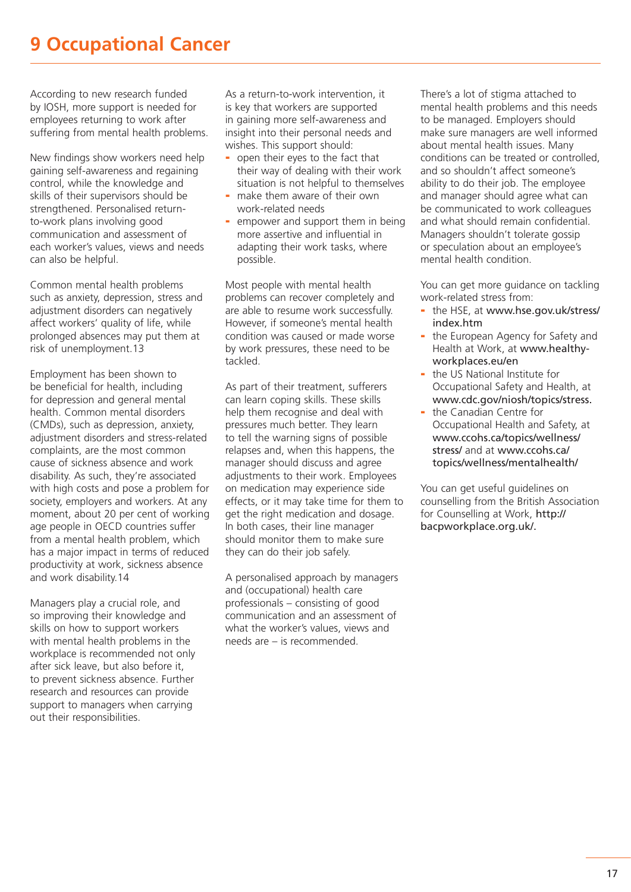# 9 Occupational Cancer

According to new research funded by IOSH, more support is needed for employees returning to work after suffering from mental health problems.

New findings show workers need help gaining self-awareness and regaining control, while the knowledge and skills of their supervisors should be strengthened. Personalised return-to-work plans involving good communication and assessment of each worker's values, views and needs can also be helpful.

Common mental health problems such as anxiety, depression, stress and adjustment disorders can negatively affect workers' quality of life, while prolonged absences may put them at risk of unemployment.13

Employment has been shown to be beneficial for health, including for depression and general mental health. Common mental disorders (CMDs), such as depression, anxiety, adjustment disorders and stress-related complaints, are the most common cause of sickness absence and work disability. As such, they're associated with high costs and pose a problem for society, employers and workers. At any moment, about 20 per cent of working age people in OECD countries suffer from a mental health problem, which has a major impact in terms of reduced productivity at work, sickness absence and work disability.14

Managers play a crucial role, and so improving their knowledge and skills on how to support workers with mental health problems in the workplace is recommended not only after sick leave, but also before it, to prevent sickness absence. Further research and resources can provide support to managers when carrying out their responsibilities.

As a return-to-work intervention, it is key that workers are supported in gaining more self-awareness and insight into their personal needs and wishes. This support should:

- open their eyes to the fact that their way of dealing with their work situation is not helpful to themselves
- make them aware of their own work-related needs
- empower and support them in being more assertive and influential in adapting their work tasks, where possible.

Most people with mental health problems can recover completely and are able to resume work successfully. However, if someone's mental health condition was caused or made worse by work pressures, these need to be tackled.

As part of their treatment, sufferers can learn coping skills. These skills help them recognise and deal with pressures much better. They learn to tell the warning signs of possible relapses and, when this happens, the manager should discuss and agree adjustments to their work. Employees on medication may experience side effects, or it may take time for them to get the right medication and dosage. In both cases, their line manager should monitor them to make sure they can do their job safely.

A personalised approach by managers and (occupational) health care professionals – consisting of good communication and an assessment of what the worker's values, views and needs are – is recommended.

There's a lot of stigma attached to mental health problems and this needs to be managed. Employers should make sure managers are well informed about mental health issues. Many conditions can be treated or controlled, and so shouldn't affect someone's ability to do their job. The employee and manager should agree what can be communicated to work colleagues and what should remain confidential. Managers shouldn't tolerate gossip or speculation about an employee's mental health condition.

You can get more guidance on tackling work-related stress from:

- the HSE, at www.hse.gov.uk/stress/index.htm
- the European Agency for Safety and Health at Work, at www.healthy-workplaces.eu/en
- the US National Institute for Occupational Safety and Health, at www.cdc.gov/niosh/topics/stress.
- the Canadian Centre for Occupational Health and Safety, at www.ccohs.ca/topics/wellness/stress/ and at www.ccohs.ca/topics/wellness/mentalhealth/

You can get useful guidelines on counselling from the British Association for Counselling at Work, http://bacpworkplace.org.uk/.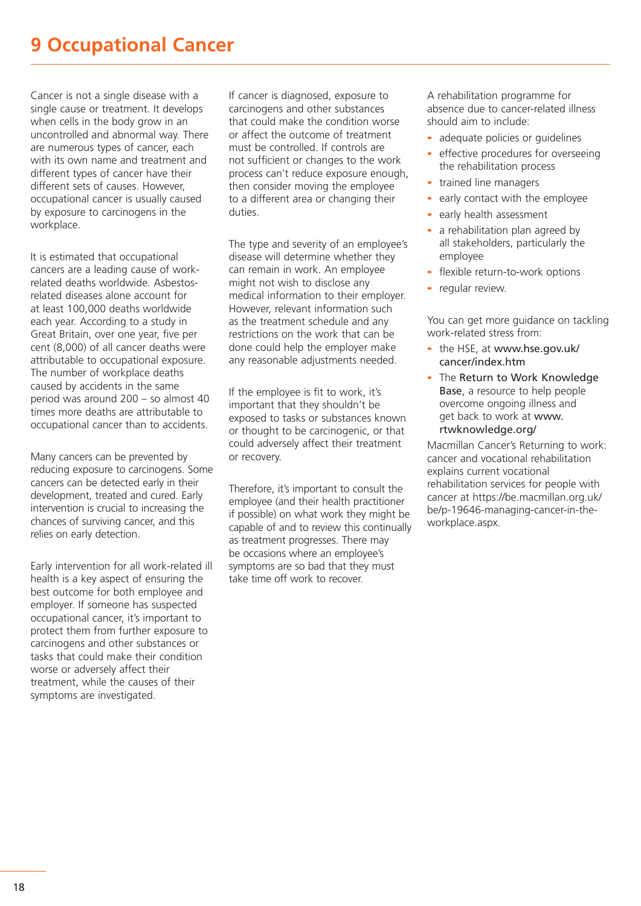# 9 Occupational Cancer

Cancer is not a single disease with a single cause or treatment. It develops when cells in the body grow in an uncontrolled and abnormal way. There are numerous types of cancer, each with its own name and treatment and different types of cancer have their different sets of causes. However, occupational cancer is usually caused by exposure to carcinogens in the workplace.

It is estimated that occupational cancers are a leading cause of work-related deaths worldwide. Asbestos-related diseases alone account for at least 100,000 deaths worldwide each year. According to a study in Great Britain, over one year, five per cent (8,000) of all cancer deaths were attributable to occupational exposure. The number of workplace deaths caused by accidents in the same period was around 200 – so almost 40 times more deaths are attributable to occupational cancer than to accidents.

Many cancers can be prevented by reducing exposure to carcinogens. Some cancers can be detected early in their development, treated and cured. Early intervention is crucial to increasing the chances of surviving cancer, and this relies on early detection.

Early intervention for all work-related ill health is a key aspect of ensuring the best outcome for both employee and employer. If someone has suspected occupational cancer, it's important to protect them from further exposure to carcinogens and other substances or tasks that could make their condition worse or adversely affect their treatment, while the causes of their symptoms are investigated.

If cancer is diagnosed, exposure to carcinogens and other substances that could make the condition worse or affect the outcome of treatment must be controlled. If controls are not sufficient or changes to the work process can't reduce exposure enough, then consider moving the employee to a different area or changing their duties.

The type and severity of an employee's disease will determine whether they can remain in work. An employee might not wish to disclose any medical information to their employer. However, relevant information such as the treatment schedule and any restrictions on the work that can be done could help the employer make any reasonable adjustments needed.

If the employee is fit to work, it's important that they shouldn't be exposed to tasks or substances known or thought to be carcinogenic, or that could adversely affect their treatment or recovery.

Therefore, it's important to consult the employee (and their health practitioner if possible) on what work they might be capable of and to review this continually as treatment progresses. There may be occasions where an employee's symptoms are so bad that they must take time off work to recover.

A rehabilitation programme for absence due to cancer-related illness should aim to include:

- adequate policies or guidelines
- effective procedures for overseeing the rehabilitation process
- trained line managers
- early contact with the employee
- early health assessment
- a rehabilitation plan agreed by all stakeholders, particularly the employee
- flexible return-to-work options
- regular review.

You can get more guidance on tackling work-related stress from:

- the HSE, at www.hse.gov.uk/cancer/index.htm
- The Return to Work Knowledge Base, a resource to help people overcome ongoing illness and get back to work at www.rtwknowledge.org/

Macmillan Cancer's Returning to work: cancer and vocational rehabilitation explains current vocational rehabilitation services for people with cancer at https://be.macmillan.org.uk/be/p-19646-managing-cancer-in-the-workplace.aspx.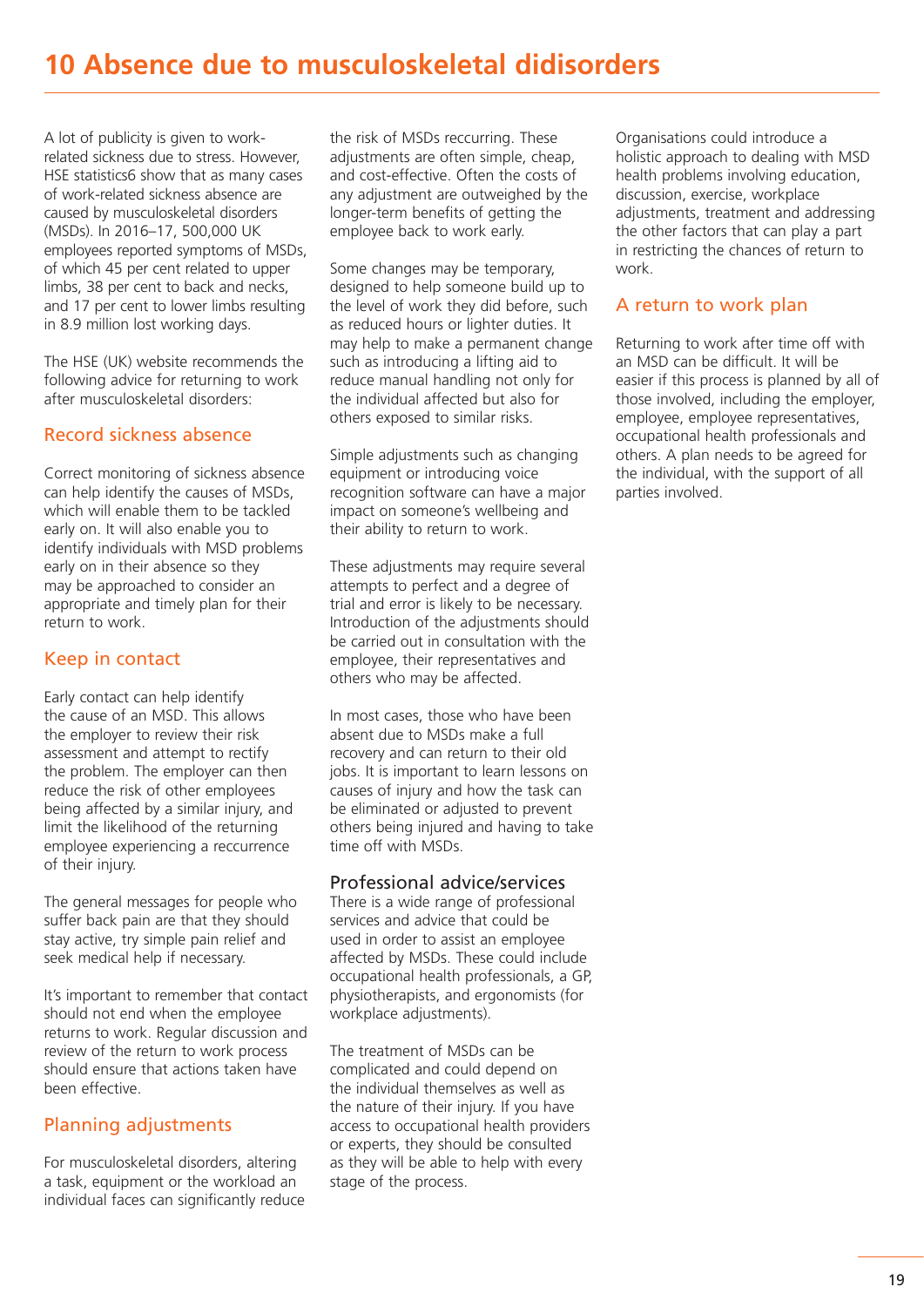# 10 Absence due to musculoskeletal didisorders

A lot of publicity is given to work-related sickness due to stress. However, HSE statistics6 show that as many cases of work-related sickness absence are caused by musculoskeletal disorders (MSDs). In 2016–17, 500,000 UK employees reported symptoms of MSDs, of which 45 per cent related to upper limbs, 38 per cent to back and necks, and 17 per cent to lower limbs resulting in 8.9 million lost working days.

The HSE (UK) website recommends the following advice for returning to work after musculoskeletal disorders:

## Record sickness absence

Correct monitoring of sickness absence can help identify the causes of MSDs, which will enable them to be tackled early on. It will also enable you to identify individuals with MSD problems early on in their absence so they may be approached to consider an appropriate and timely plan for their return to work.

## Keep in contact

Early contact can help identify the cause of an MSD. This allows the employer to review their risk assessment and attempt to rectify the problem. The employer can then reduce the risk of other employees being affected by a similar injury, and limit the likelihood of the returning employee experiencing a reccurrence of their injury.

The general messages for people who suffer back pain are that they should stay active, try simple pain relief and seek medical help if necessary.

It's important to remember that contact should not end when the employee returns to work. Regular discussion and review of the return to work process should ensure that actions taken have been effective.

## Planning adjustments

For musculoskeletal disorders, altering a task, equipment or the workload an individual faces can significantly reduce the risk of MSDs reccurring. These adjustments are often simple, cheap, and cost-effective. Often the costs of any adjustment are outweighed by the longer-term benefits of getting the employee back to work early.

Some changes may be temporary, designed to help someone build up to the level of work they did before, such as reduced hours or lighter duties. It may help to make a permanent change such as introducing a lifting aid to reduce manual handling not only for the individual affected but also for others exposed to similar risks.

Simple adjustments such as changing equipment or introducing voice recognition software can have a major impact on someone's wellbeing and their ability to return to work.

These adjustments may require several attempts to perfect and a degree of trial and error is likely to be necessary. Introduction of the adjustments should be carried out in consultation with the employee, their representatives and others who may be affected.

In most cases, those who have been absent due to MSDs make a full recovery and can return to their old jobs. It is important to learn lessons on causes of injury and how the task can be eliminated or adjusted to prevent others being injured and having to take time off with MSDs.

### Professional advice/services

There is a wide range of professional services and advice that could be used in order to assist an employee affected by MSDs. These could include occupational health professionals, a GP, physiotherapists, and ergonomists (for workplace adjustments).

The treatment of MSDs can be complicated and could depend on the individual themselves as well as the nature of their injury. If you have access to occupational health providers or experts, they should be consulted as they will be able to help with every stage of the process.

Organisations could introduce a holistic approach to dealing with MSD health problems involving education, discussion, exercise, workplace adjustments, treatment and addressing the other factors that can play a part in restricting the chances of return to work.

## A return to work plan

Returning to work after time off with an MSD can be difficult. It will be easier if this process is planned by all of those involved, including the employer, employee, employee representatives, occupational health professionals and others. A plan needs to be agreed for the individual, with the support of all parties involved.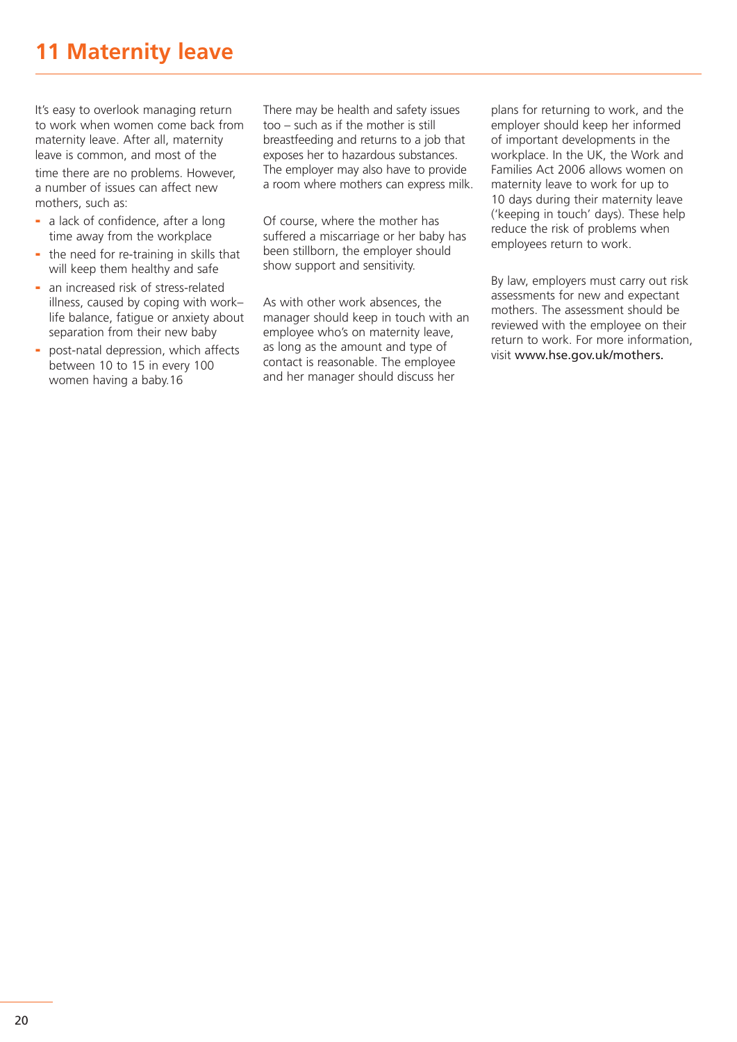# 11 Maternity leave

It's easy to overlook managing return to work when women come back from maternity leave. After all, maternity leave is common, and most of the time there are no problems. However, a number of issues can affect new mothers, such as:

- a lack of confidence, after a long time away from the workplace
- the need for re-training in skills that will keep them healthy and safe
- an increased risk of stress-related illness, caused by coping with work–life balance, fatigue or anxiety about separation from their new baby
- post-natal depression, which affects between 10 to 15 in every 100 women having a baby.16

There may be health and safety issues too – such as if the mother is still breastfeeding and returns to a job that exposes her to hazardous substances. The employer may also have to provide a room where mothers can express milk.

Of course, where the mother has suffered a miscarriage or her baby has been stillborn, the employer should show support and sensitivity.

As with other work absences, the manager should keep in touch with an employee who's on maternity leave, as long as the amount and type of contact is reasonable. The employee and her manager should discuss her plans for returning to work, and the employer should keep her informed of important developments in the workplace. In the UK, the Work and Families Act 2006 allows women on maternity leave to work for up to 10 days during their maternity leave ('keeping in touch' days). These help reduce the risk of problems when employees return to work.

By law, employers must carry out risk assessments for new and expectant mothers. The assessment should be reviewed with the employee on their return to work. For more information, visit www.hse.gov.uk/mothers.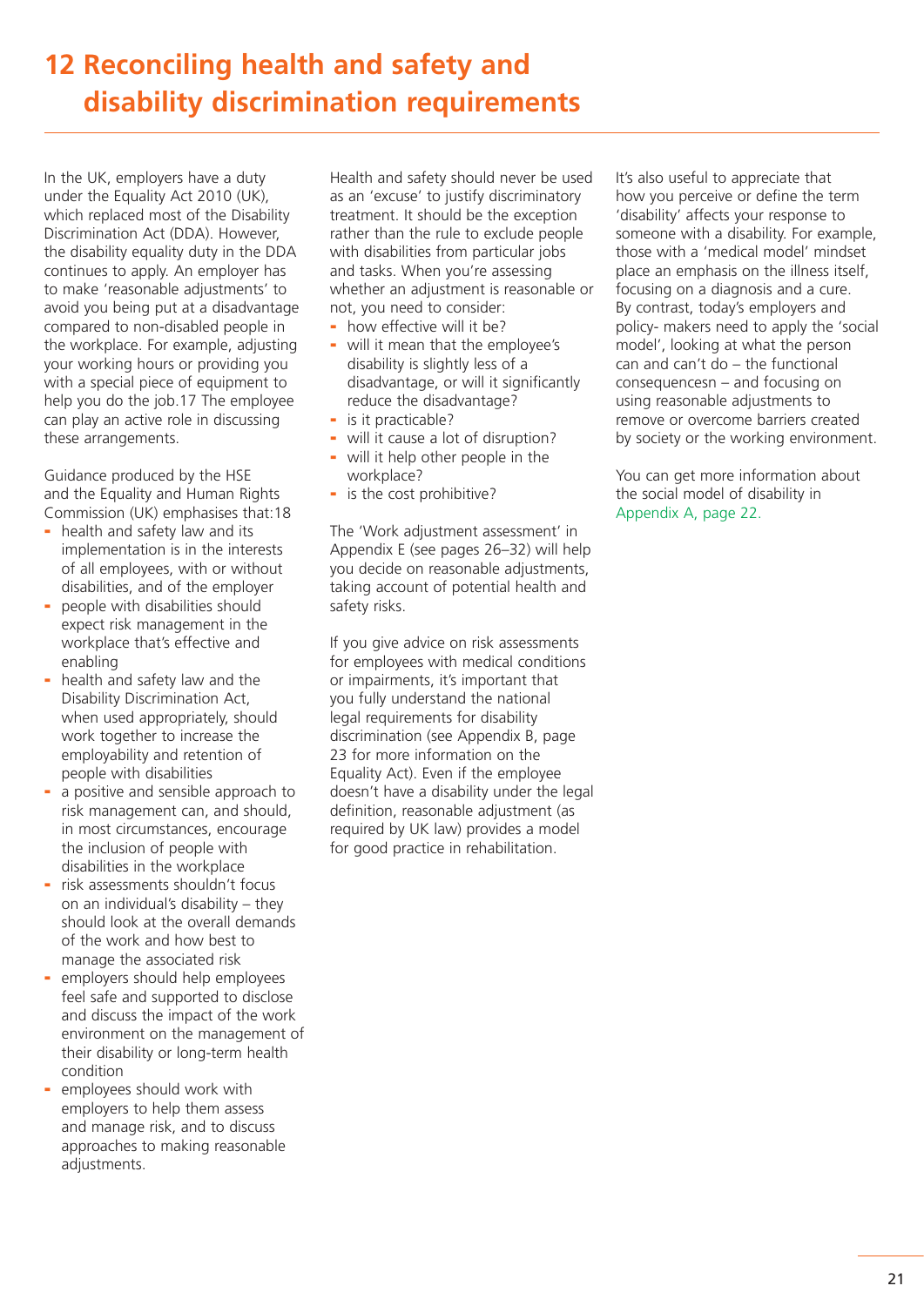# 12 Reconciling health and safety and disability discrimination requirements

In the UK, employers have a duty under the Equality Act 2010 (UK), which replaced most of the Disability Discrimination Act (DDA). However, the disability equality duty in the DDA continues to apply. An employer has to make 'reasonable adjustments' to avoid you being put at a disadvantage compared to non-disabled people in the workplace. For example, adjusting your working hours or providing you with a special piece of equipment to help you do the job.[17] The employee can play an active role in discussing these arrangements.

Guidance produced by the HSE and the Equality and Human Rights Commission (UK) emphasises that:[18]

- health and safety law and its implementation is in the interests of all employees, with or without disabilities, and of the employer
- people with disabilities should expect risk management in the workplace that's effective and enabling
- health and safety law and the Disability Discrimination Act, when used appropriately, should work together to increase the employability and retention of people with disabilities
- a positive and sensible approach to risk management can, and should, in most circumstances, encourage the inclusion of people with disabilities in the workplace
- risk assessments shouldn't focus on an individual's disability – they should look at the overall demands of the work and how best to manage the associated risk
- employers should help employees feel safe and supported to disclose and discuss the impact of the work environment on the management of their disability or long-term health condition
- employees should work with employers to help them assess and manage risk, and to discuss approaches to making reasonable adjustments.

Health and safety should never be used as an 'excuse' to justify discriminatory treatment. It should be the exception rather than the rule to exclude people with disabilities from particular jobs and tasks. When you're assessing whether an adjustment is reasonable or not, you need to consider:

- how effective will it be?
- will it mean that the employee's disability is slightly less of a disadvantage, or will it significantly reduce the disadvantage?
- is it practicable?
- will it cause a lot of disruption?
- will it help other people in the workplace?
- is the cost prohibitive?

The 'Work adjustment assessment' in Appendix E (see pages 26–32) will help you decide on reasonable adjustments, taking account of potential health and safety risks.

If you give advice on risk assessments for employees with medical conditions or impairments, it's important that you fully understand the national legal requirements for disability discrimination (see Appendix B, page 23 for more information on the Equality Act). Even if the employee doesn't have a disability under the legal definition, reasonable adjustment (as required by UK law) provides a model for good practice in rehabilitation.

It's also useful to appreciate that how you perceive or define the term 'disability' affects your response to someone with a disability. For example, those with a 'medical model' mindset place an emphasis on the illness itself, focusing on a diagnosis and a cure. By contrast, today's employers and policy- makers need to apply the 'social model', looking at what the person can and can't do – the functional consequencesn – and focusing on using reasonable adjustments to remove or overcome barriers created by society or the working environment.

You can get more information about the social model of disability in Appendix A, page 22.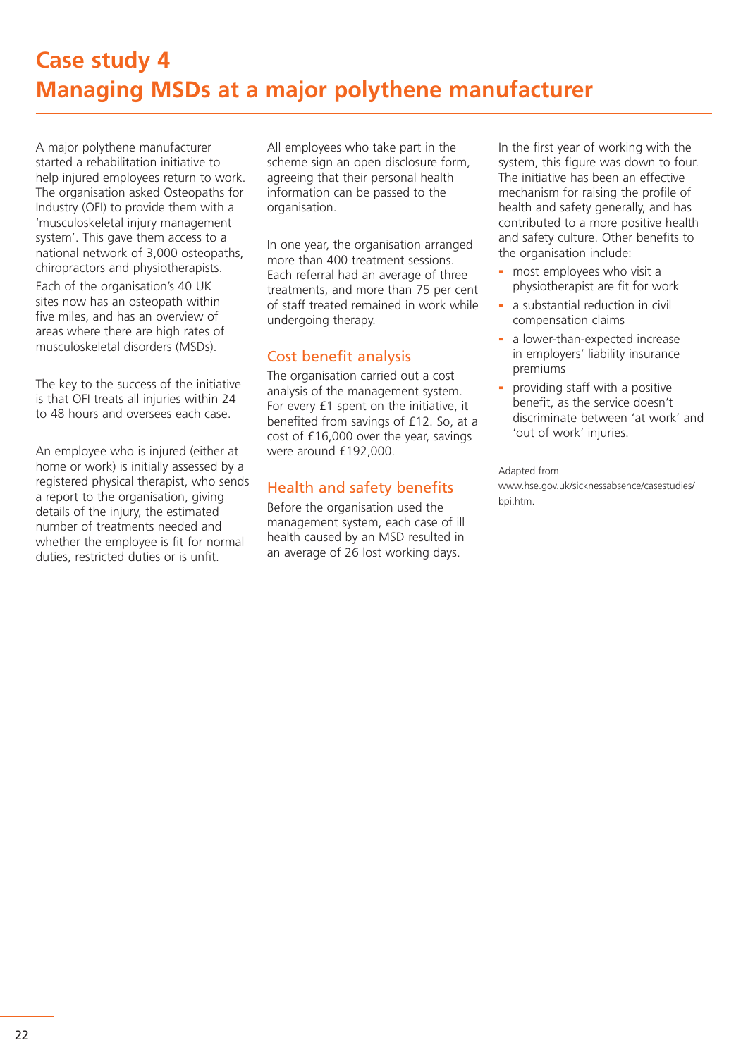# Case study 4
# Managing MSDs at a major polythene manufacturer

A major polythene manufacturer started a rehabilitation initiative to help injured employees return to work. The organisation asked Osteopaths for Industry (OFI) to provide them with a 'musculoskeletal injury management system'. This gave them access to a national network of 3,000 osteopaths, chiropractors and physiotherapists. Each of the organisation's 40 UK sites now has an osteopath within five miles, and has an overview of areas where there are high rates of musculoskeletal disorders (MSDs).

The key to the success of the initiative is that OFI treats all injuries within 24 to 48 hours and oversees each case.

An employee who is injured (either at home or work) is initially assessed by a registered physical therapist, who sends a report to the organisation, giving details of the injury, the estimated number of treatments needed and whether the employee is fit for normal duties, restricted duties or is unfit.

All employees who take part in the scheme sign an open disclosure form, agreeing that their personal health information can be passed to the organisation.

In one year, the organisation arranged more than 400 treatment sessions. Each referral had an average of three treatments, and more than 75 per cent of staff treated remained in work while undergoing therapy.

## Cost benefit analysis

The organisation carried out a cost analysis of the management system. For every £1 spent on the initiative, it benefited from savings of £12. So, at a cost of £16,000 over the year, savings were around £192,000.

## Health and safety benefits

Before the organisation used the management system, each case of ill health caused by an MSD resulted in an average of 26 lost working days.

In the first year of working with the system, this figure was down to four. The initiative has been an effective mechanism for raising the profile of health and safety generally, and has contributed to a more positive health and safety culture. Other benefits to the organisation include:

- most employees who visit a physiotherapist are fit for work
- a substantial reduction in civil compensation claims
- a lower-than-expected increase in employers' liability insurance premiums
- providing staff with a positive benefit, as the service doesn't discriminate between 'at work' and 'out of work' injuries.

Adapted from www.hse.gov.uk/sicknessabsence/casestudies/bpi.htm.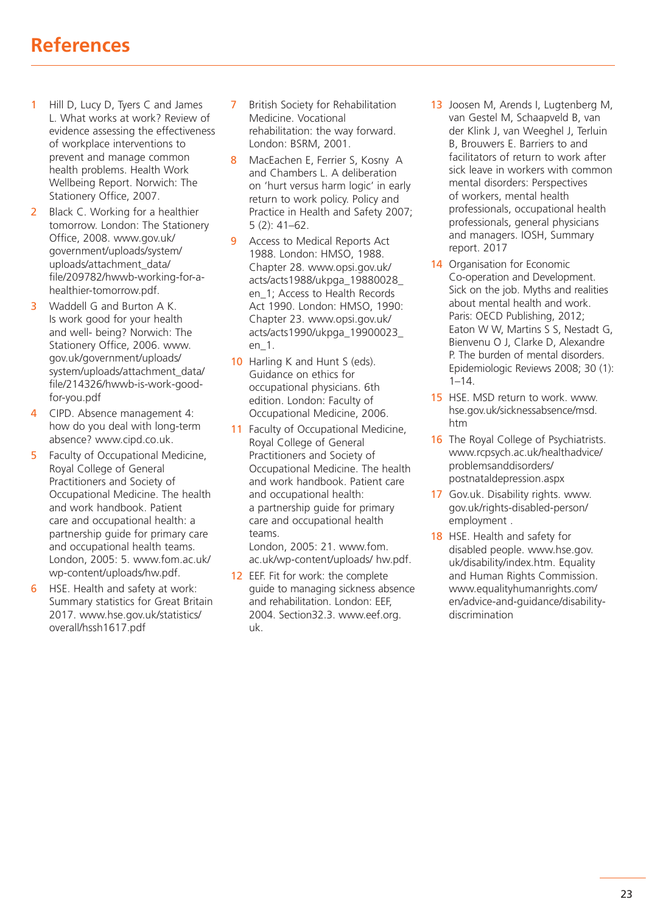# References

1. Hill D, Lucy D, Tyers C and James L. What works at work? Review of evidence assessing the effectiveness of workplace interventions to prevent and manage common health problems. Health Work Wellbeing Report. Norwich: The Stationery Office, 2007.
2. Black C. Working for a healthier tomorrow. London: The Stationery Office, 2008. www.gov.uk/government/uploads/system/uploads/attachment_data/file/209782/hwwb-working-for-a-healthier-tomorrow.pdf.
3. Waddell G and Burton A K. Is work good for your health and well- being? Norwich: The Stationery Office, 2006. www.gov.uk/government/uploads/system/uploads/attachment_data/file/214326/hwwb-is-work-good-for-you.pdf
4. CIPD. Absence management 4: how do you deal with long-term absence? www.cipd.co.uk.
5. Faculty of Occupational Medicine, Royal College of General Practitioners and Society of Occupational Medicine. The health and work handbook. Patient care and occupational health: a partnership guide for primary care and occupational health teams. London, 2005: 5. www.fom.ac.uk/wp-content/uploads/hw.pdf.
6. HSE. Health and safety at work: Summary statistics for Great Britain 2017. www.hse.gov.uk/statistics/overall/hssh1617.pdf
7. British Society for Rehabilitation Medicine. Vocational rehabilitation: the way forward. London: BSRM, 2001.
8. MacEachen E, Ferrier S, Kosny A and Chambers L. A deliberation on 'hurt versus harm logic' in early return to work policy. Policy and Practice in Health and Safety 2007; 5 (2): 41–62.
9. Access to Medical Reports Act 1988. London: HMSO, 1988. Chapter 28. www.opsi.gov.uk/acts/acts1988/ukpga_19880028_en_1; Access to Health Records Act 1990. London: HMSO, 1990: Chapter 23. www.opsi.gov.uk/acts/acts1990/ukpga_19900023_en_1.
10. Harling K and Hunt S (eds). Guidance on ethics for occupational physicians. 6th edition. London: Faculty of Occupational Medicine, 2006.
11. Faculty of Occupational Medicine, Royal College of General Practitioners and Society of Occupational Medicine. The health and work handbook. Patient care and occupational health: a partnership guide for primary care and occupational health teams. London, 2005: 21. www.fom.ac.uk/wp-content/uploads/ hw.pdf.
12. EEF. Fit for work: the complete guide to managing sickness absence and rehabilitation. London: EEF, 2004. Section32.3. www.eef.org.uk.
13. Joosen M, Arends I, Lugtenberg M, van Gestel M, Schaapveld B, van der Klink J, van Weeghel J, Terluin B, Brouwers E. Barriers to and facilitators of return to work after sick leave in workers with common mental disorders: Perspectives of workers, mental health professionals, occupational health professionals, general physicians and managers. IOSH, Summary report. 2017
14. Organisation for Economic Co-operation and Development. Sick on the job. Myths and realities about mental health and work. Paris: OECD Publishing, 2012; Eaton W W, Martins S S, Nestadt G, Bienvenu O J, Clarke D, Alexandre P. The burden of mental disorders. Epidemiologic Reviews 2008; 30 (1): 1–14.
15. HSE. MSD return to work. www.hse.gov.uk/sicknessabsence/msd.htm
16. The Royal College of Psychiatrists. www.rcpsych.ac.uk/healthadvice/problemsanddisorders/postnataldepression.aspx
17. Gov.uk. Disability rights. www.gov.uk/rights-disabled-person/employment .
18. HSE. Health and safety for disabled people. www.hse.gov.uk/disability/index.htm. Equality and Human Rights Commission. www.equalityhumanrights.com/en/advice-and-guidance/disability-discrimination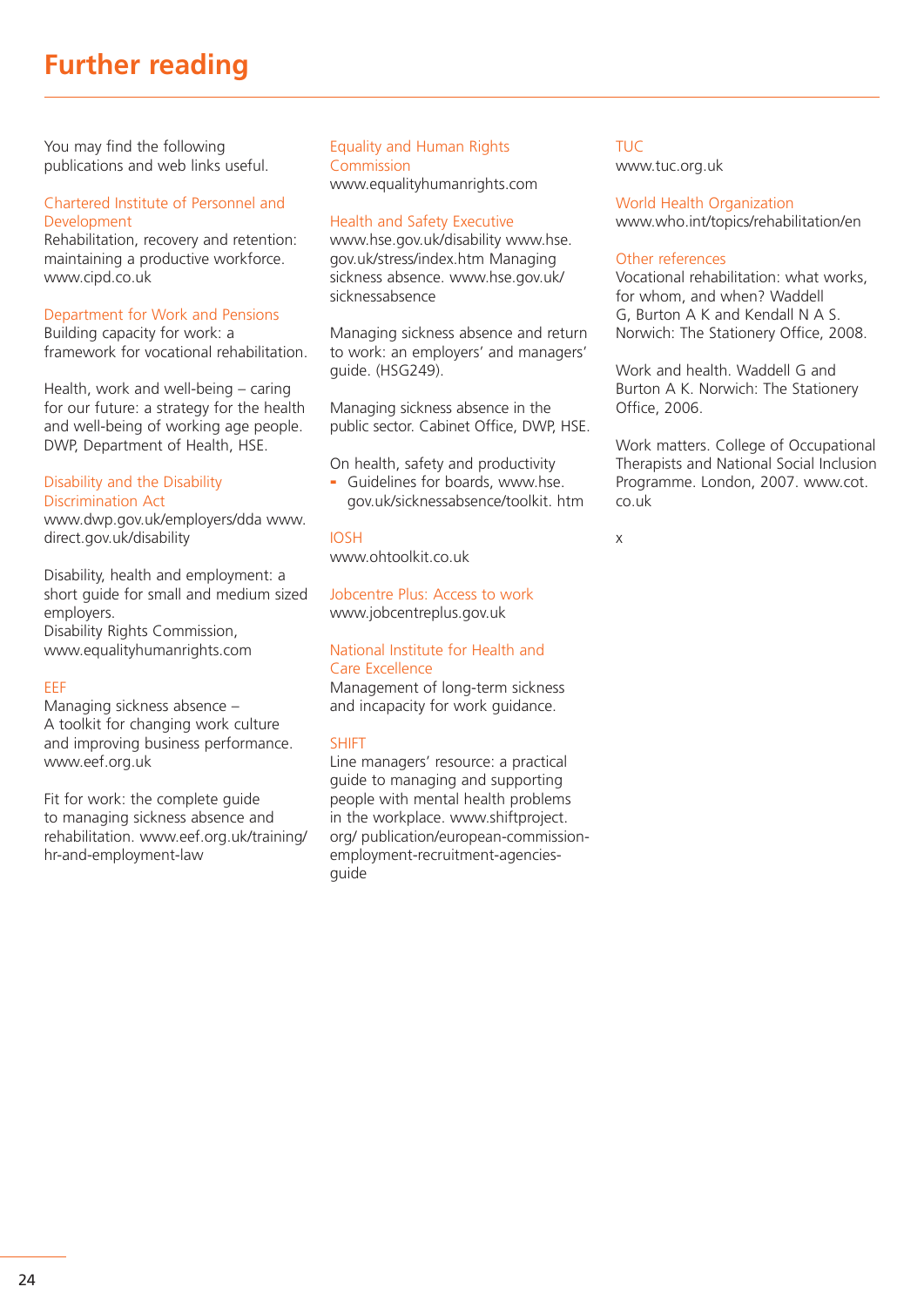# Further reading

You may find the following publications and web links useful.

### Chartered Institute of Personnel and Development

Rehabilitation, recovery and retention: maintaining a productive workforce. www.cipd.co.uk

### Department for Work and Pensions

Building capacity for work: a framework for vocational rehabilitation.

Health, work and well-being – caring for our future: a strategy for the health and well-being of working age people. DWP, Department of Health, HSE.

### Disability and the Disability Discrimination Act

www.dwp.gov.uk/employers/dda www.direct.gov.uk/disability

Disability, health and employment: a short guide for small and medium sized employers.
Disability Rights Commission, www.equalityhumanrights.com

### EEF

Managing sickness absence – A toolkit for changing work culture and improving business performance. www.eef.org.uk

Fit for work: the complete guide to managing sickness absence and rehabilitation. www.eef.org.uk/training/hr-and-employment-law

### Equality and Human Rights Commission

www.equalityhumanrights.com

### Health and Safety Executive

www.hse.gov.uk/disability www.hse.gov.uk/stress/index.htm Managing sickness absence. www.hse.gov.uk/sicknessabsence

Managing sickness absence and return to work: an employers' and managers' guide. (HSG249).

Managing sickness absence in the public sector. Cabinet Office, DWP, HSE.

On health, safety and productivity

- Guidelines for boards, www.hse.gov.uk/sicknessabsence/toolkit. htm

### IOSH

www.ohtoolkit.co.uk

### Jobcentre Plus: Access to work

www.jobcentreplus.gov.uk

### National Institute for Health and Care Excellence

Management of long-term sickness and incapacity for work guidance.

### SHIFT

Line managers' resource: a practical guide to managing and supporting people with mental health problems in the workplace. www.shiftproject.org/ publication/european-commission-employment-recruitment-agencies-guide

### TUC

www.tuc.org.uk

### World Health Organization

www.who.int/topics/rehabilitation/en

### Other references

Vocational rehabilitation: what works, for whom, and when? Waddell G, Burton A K and Kendall N A S. Norwich: The Stationery Office, 2008.

Work and health. Waddell G and Burton A K. Norwich: The Stationery Office, 2006.

Work matters. College of Occupational Therapists and National Social Inclusion Programme. London, 2007. www.cot.co.uk

x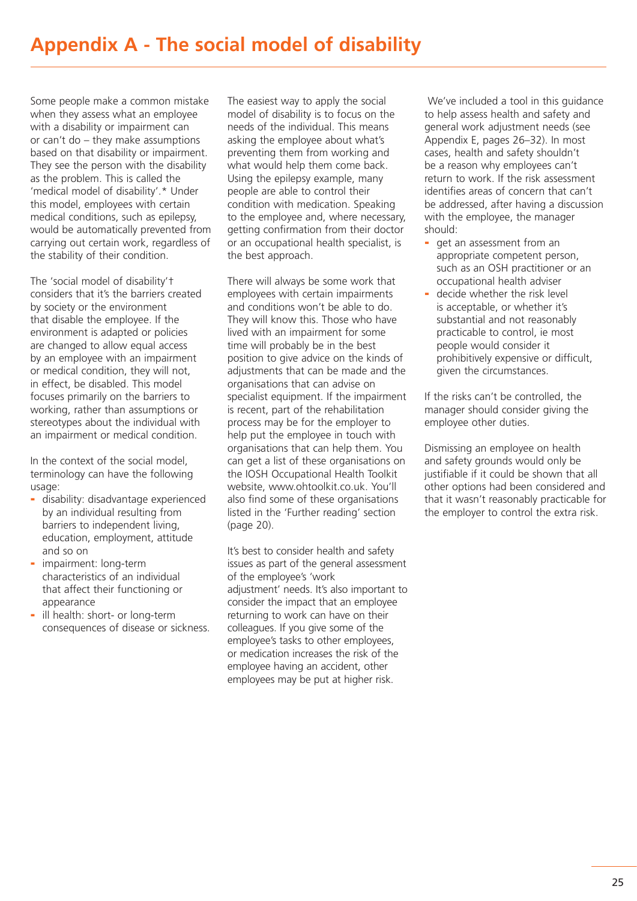# Appendix A - The social model of disability

Some people make a common mistake when they assess what an employee with a disability or impairment can or can't do – they make assumptions based on that disability or impairment. They see the person with the disability as the problem. This is called the 'medical model of disability'.* Under this model, employees with certain medical conditions, such as epilepsy, would be automatically prevented from carrying out certain work, regardless of the stability of their condition.

The 'social model of disability'† considers that it's the barriers created by society or the environment that disable the employee. If the environment is adapted or policies are changed to allow equal access by an employee with an impairment or medical condition, they will not, in effect, be disabled. This model focuses primarily on the barriers to working, rather than assumptions or stereotypes about the individual with an impairment or medical condition.

In the context of the social model, terminology can have the following usage:

- disability: disadvantage experienced by an individual resulting from barriers to independent living, education, employment, attitude and so on
- impairment: long-term characteristics of an individual that affect their functioning or appearance
- ill health: short- or long-term consequences of disease or sickness.

The easiest way to apply the social model of disability is to focus on the needs of the individual. This means asking the employee about what's preventing them from working and what would help them come back. Using the epilepsy example, many people are able to control their condition with medication. Speaking to the employee and, where necessary, getting confirmation from their doctor or an occupational health specialist, is the best approach.

There will always be some work that employees with certain impairments and conditions won't be able to do. They will know this. Those who have lived with an impairment for some time will probably be in the best position to give advice on the kinds of adjustments that can be made and the organisations that can advise on specialist equipment. If the impairment is recent, part of the rehabilitation process may be for the employer to help put the employee in touch with organisations that can help them. You can get a list of these organisations on the IOSH Occupational Health Toolkit website, www.ohtoolkit.co.uk. You'll also find some of these organisations listed in the 'Further reading' section (page 20).

It's best to consider health and safety issues as part of the general assessment of the employee's 'work adjustment' needs. It's also important to consider the impact that an employee returning to work can have on their colleagues. If you give some of the employee's tasks to other employees, or medication increases the risk of the employee having an accident, other employees may be put at higher risk.

We've included a tool in this guidance to help assess health and safety and general work adjustment needs (see Appendix E, pages 26–32). In most cases, health and safety shouldn't be a reason why employees can't return to work. If the risk assessment identifies areas of concern that can't be addressed, after having a discussion with the employee, the manager should:

- get an assessment from an appropriate competent person, such as an OSH practitioner or an occupational health adviser
- decide whether the risk level is acceptable, or whether it's substantial and not reasonably practicable to control, ie most people would consider it prohibitively expensive or difficult, given the circumstances.

If the risks can't be controlled, the manager should consider giving the employee other duties.

Dismissing an employee on health and safety grounds would only be justifiable if it could be shown that all other options had been considered and that it wasn't reasonably practicable for the employer to control the extra risk.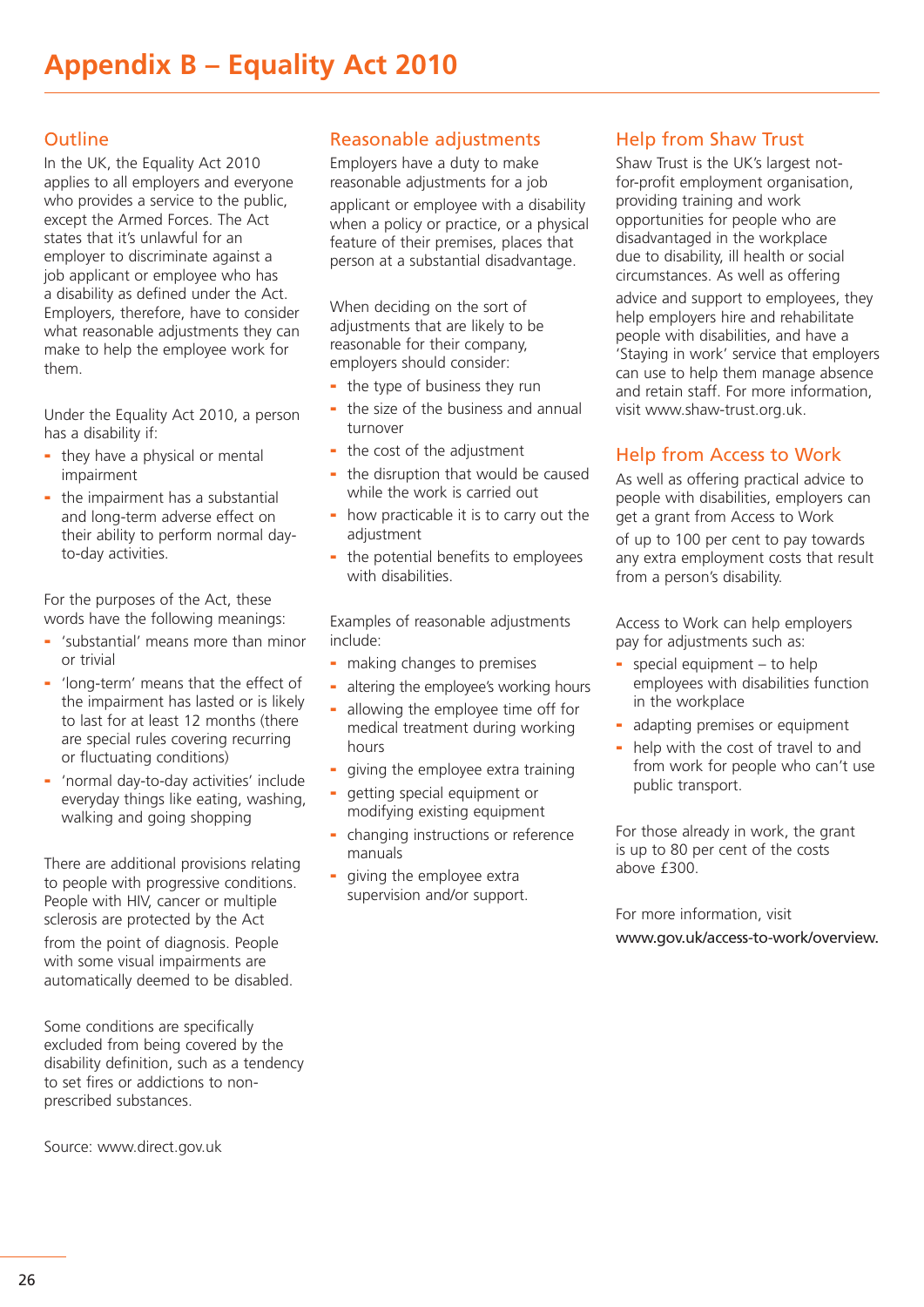# Appendix B – Equality Act 2010

## Outline

In the UK, the Equality Act 2010 applies to all employers and everyone who provides a service to the public, except the Armed Forces. The Act states that it's unlawful for an employer to discriminate against a job applicant or employee who has a disability as defined under the Act. Employers, therefore, have to consider what reasonable adjustments they can make to help the employee work for them.

Under the Equality Act 2010, a person has a disability if:

- they have a physical or mental impairment
- the impairment has a substantial and long-term adverse effect on their ability to perform normal day-to-day activities.

For the purposes of the Act, these words have the following meanings:

- 'substantial' means more than minor or trivial
- 'long-term' means that the effect of the impairment has lasted or is likely to last for at least 12 months (there are special rules covering recurring or fluctuating conditions)
- 'normal day-to-day activities' include everyday things like eating, washing, walking and going shopping

There are additional provisions relating to people with progressive conditions. People with HIV, cancer or multiple sclerosis are protected by the Act from the point of diagnosis. People with some visual impairments are automatically deemed to be disabled.

Some conditions are specifically excluded from being covered by the disability definition, such as a tendency to set fires or addictions to non-prescribed substances.

Source: www.direct.gov.uk

## Reasonable adjustments

Employers have a duty to make reasonable adjustments for a job applicant or employee with a disability when a policy or practice, or a physical feature of their premises, places that person at a substantial disadvantage.

When deciding on the sort of adjustments that are likely to be reasonable for their company, employers should consider:

- the type of business they run
- the size of the business and annual turnover
- the cost of the adjustment
- the disruption that would be caused while the work is carried out
- how practicable it is to carry out the adjustment
- the potential benefits to employees with disabilities.

Examples of reasonable adjustments include:

- making changes to premises
- altering the employee's working hours
- allowing the employee time off for medical treatment during working hours
- giving the employee extra training
- getting special equipment or modifying existing equipment
- changing instructions or reference manuals
- giving the employee extra supervision and/or support.

## Help from Shaw Trust

Shaw Trust is the UK's largest not-for-profit employment organisation, providing training and work opportunities for people who are disadvantaged in the workplace due to disability, ill health or social circumstances. As well as offering advice and support to employees, they help employers hire and rehabilitate people with disabilities, and have a 'Staying in work' service that employers can use to help them manage absence and retain staff. For more information, visit www.shaw-trust.org.uk.

## Help from Access to Work

As well as offering practical advice to people with disabilities, employers can get a grant from Access to Work of up to 100 per cent to pay towards any extra employment costs that result from a person's disability.

Access to Work can help employers pay for adjustments such as:

- special equipment – to help employees with disabilities function in the workplace
- adapting premises or equipment
- help with the cost of travel to and from work for people who can't use public transport.

For those already in work, the grant is up to 80 per cent of the costs above £300.

For more information, visit www.gov.uk/access-to-work/overview.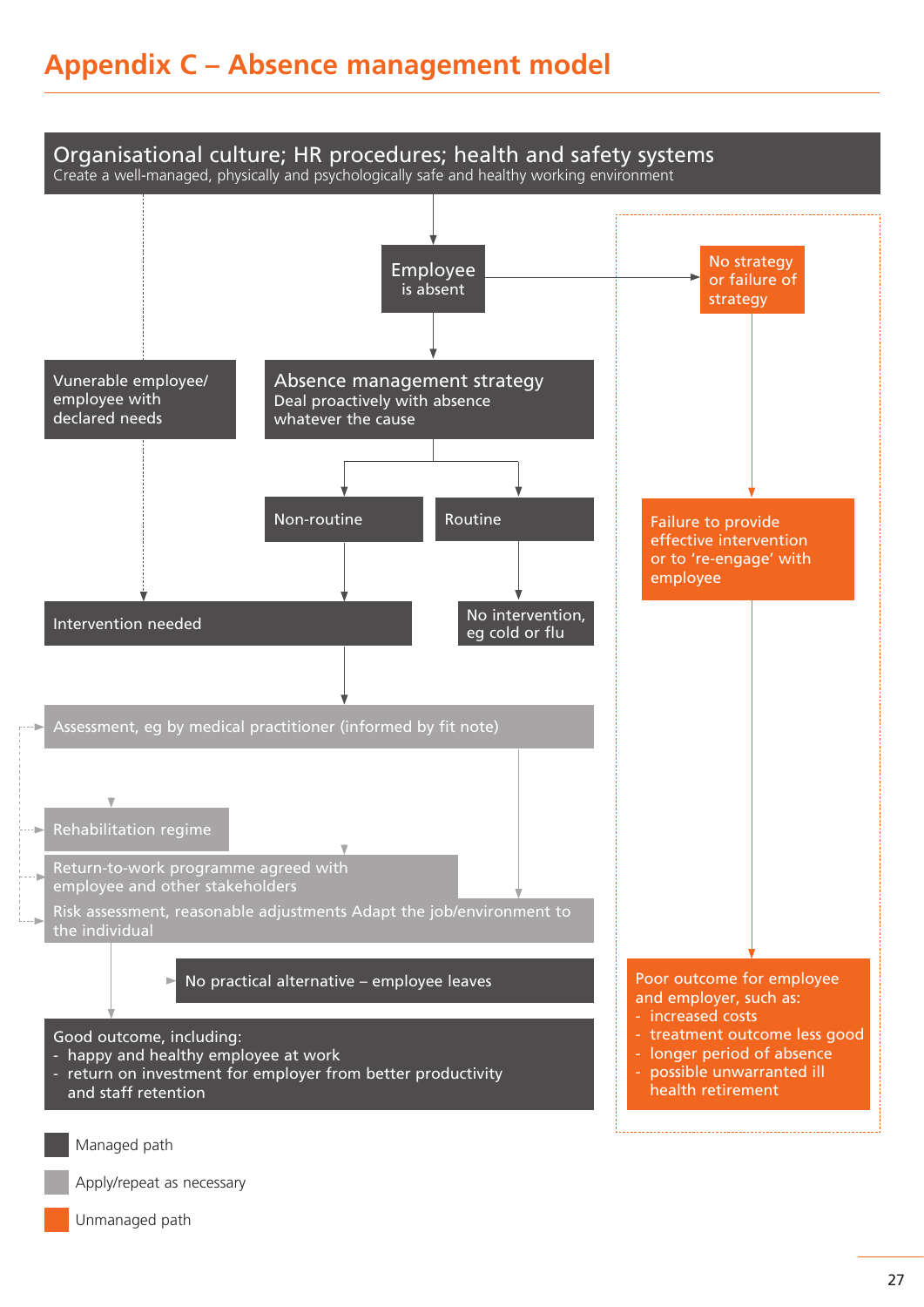# Appendix C – Absence management model

**Organisational culture; HR procedures; health and safety systems**
Create a well-managed, physically and psychologically safe and healthy working environment

**Employee** is absent

No strategy or failure of strategy

Vunerable employee/ employee with declared needs

**Absence management strategy**
Deal proactively with absence whatever the cause

Non-routine

Routine

Failure to provide effective intervention or to 're-engage' with employee

Intervention needed

No intervention, eg cold or flu

Assessment, eg by medical practitioner (informed by fit note)

Rehabilitation regime

Return-to-work programme agreed with employee and other stakeholders

Risk assessment, reasonable adjustments Adapt the job/environment to the individual

No practical alternative – employee leaves

Poor outcome for employee and employer, such as:
- increased costs
- treatment outcome less good
- longer period of absence
- possible unwarranted ill health retirement

Good outcome, including:
- happy and healthy employee at work
- return on investment for employer from better productivity and staff retention

Managed path

Apply/repeat as necessary

Unmanaged path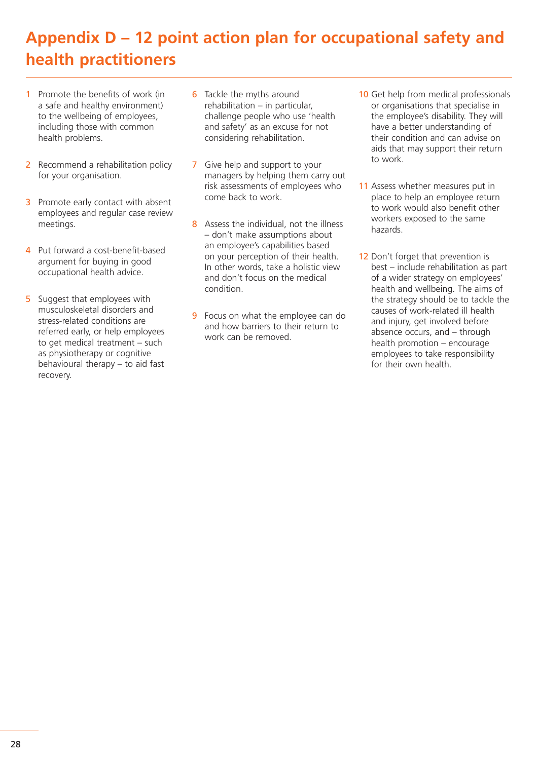# Appendix D – 12 point action plan for occupational safety and health practitioners

1. Promote the benefits of work (in a safe and healthy environment) to the wellbeing of employees, including those with common health problems.
2. Recommend a rehabilitation policy for your organisation.
3. Promote early contact with absent employees and regular case review meetings.
4. Put forward a cost-benefit-based argument for buying in good occupational health advice.
5. Suggest that employees with musculoskeletal disorders and stress-related conditions are referred early, or help employees to get medical treatment – such as physiotherapy or cognitive behavioural therapy – to aid fast recovery.
6. Tackle the myths around rehabilitation – in particular, challenge people who use 'health and safety' as an excuse for not considering rehabilitation.
7. Give help and support to your managers by helping them carry out risk assessments of employees who come back to work.
8. Assess the individual, not the illness – don't make assumptions about an employee's capabilities based on your perception of their health. In other words, take a holistic view and don't focus on the medical condition.
9. Focus on what the employee can do and how barriers to their return to work can be removed.
10. Get help from medical professionals or organisations that specialise in the employee's disability. They will have a better understanding of their condition and can advise on aids that may support their return to work.
11. Assess whether measures put in place to help an employee return to work would also benefit other workers exposed to the same hazards.
12. Don't forget that prevention is best – include rehabilitation as part of a wider strategy on employees' health and wellbeing. The aims of the strategy should be to tackle the causes of work-related ill health and injury, get involved before absence occurs, and – through health promotion – encourage employees to take responsibility for their own health.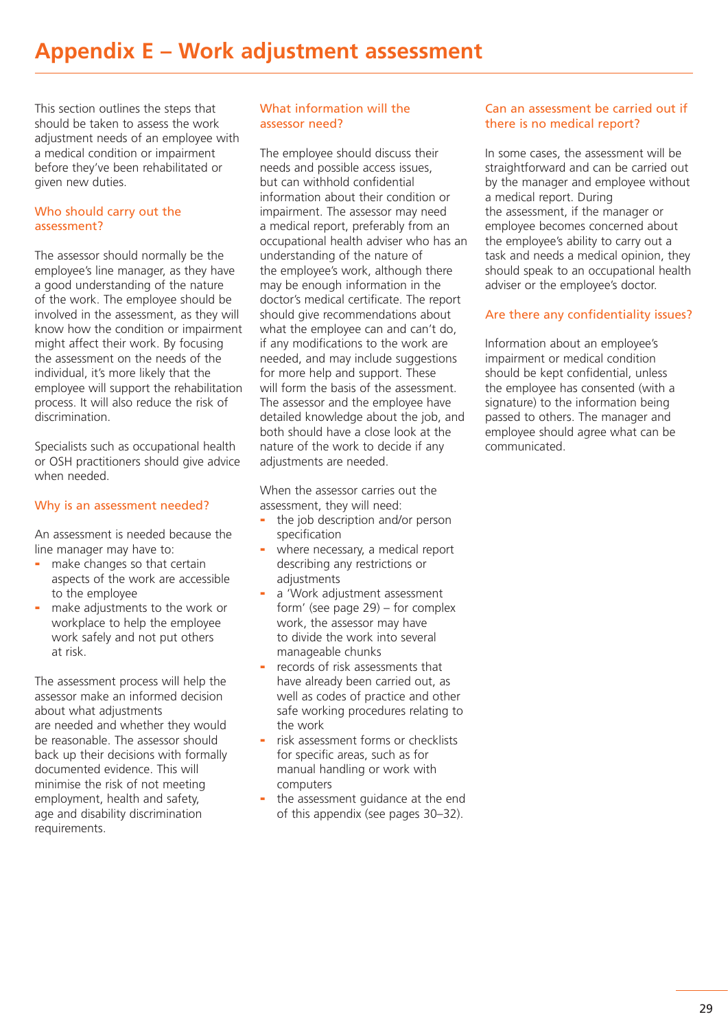# Appendix E – Work adjustment assessment

This section outlines the steps that should be taken to assess the work adjustment needs of an employee with a medical condition or impairment before they've been rehabilitated or given new duties.

## Who should carry out the assessment?

The assessor should normally be the employee's line manager, as they have a good understanding of the nature of the work. The employee should be involved in the assessment, as they will know how the condition or impairment might affect their work. By focusing the assessment on the needs of the individual, it's more likely that the employee will support the rehabilitation process. It will also reduce the risk of discrimination.

Specialists such as occupational health or OSH practitioners should give advice when needed.

## Why is an assessment needed?

An assessment is needed because the line manager may have to:

- make changes so that certain aspects of the work are accessible to the employee
- make adjustments to the work or workplace to help the employee work safely and not put others at risk.

The assessment process will help the assessor make an informed decision about what adjustments are needed and whether they would be reasonable. The assessor should back up their decisions with formally documented evidence. This will minimise the risk of not meeting employment, health and safety, age and disability discrimination requirements.

## What information will the assessor need?

The employee should discuss their needs and possible access issues, but can withhold confidential information about their condition or impairment. The assessor may need a medical report, preferably from an occupational health adviser who has an understanding of the nature of the employee's work, although there may be enough information in the doctor's medical certificate. The report should give recommendations about what the employee can and can't do, if any modifications to the work are needed, and may include suggestions for more help and support. These will form the basis of the assessment. The assessor and the employee have detailed knowledge about the job, and both should have a close look at the nature of the work to decide if any adjustments are needed.

When the assessor carries out the assessment, they will need:

- the job description and/or person specification
- where necessary, a medical report describing any restrictions or adjustments
- a 'Work adjustment assessment form' (see page 29) – for complex work, the assessor may have to divide the work into several manageable chunks
- records of risk assessments that have already been carried out, as well as codes of practice and other safe working procedures relating to the work
- risk assessment forms or checklists for specific areas, such as for manual handling or work with computers
- the assessment guidance at the end of this appendix (see pages 30–32).

## Can an assessment be carried out if there is no medical report?

In some cases, the assessment will be straightforward and can be carried out by the manager and employee without a medical report. During the assessment, if the manager or employee becomes concerned about the employee's ability to carry out a task and needs a medical opinion, they should speak to an occupational health adviser or the employee's doctor.

## Are there any confidentiality issues?

Information about an employee's impairment or medical condition should be kept confidential, unless the employee has consented (with a signature) to the information being passed to others. The manager and employee should agree what can be communicated.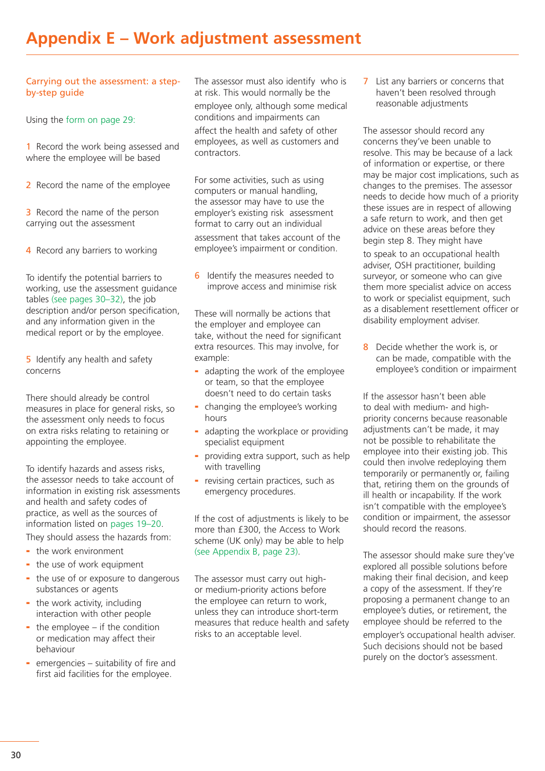# Appendix E – Work adjustment assessment

## Carrying out the assessment: a step-by-step guide

Using the form on page 29:

1 Record the work being assessed and where the employee will be based

2 Record the name of the employee

3 Record the name of the person carrying out the assessment

4 Record any barriers to working

To identify the potential barriers to working, use the assessment guidance tables (see pages 30–32), the job description and/or person specification, and any information given in the medical report or by the employee.

5 Identify any health and safety concerns

There should already be control measures in place for general risks, so the assessment only needs to focus on extra risks relating to retaining or appointing the employee.

To identify hazards and assess risks, the assessor needs to take account of information in existing risk assessments and health and safety codes of practice, as well as the sources of information listed on pages 19–20.

They should assess the hazards from:

- the work environment
- the use of work equipment
- the use of or exposure to dangerous substances or agents
- the work activity, including interaction with other people
- the employee – if the condition or medication may affect their behaviour
- emergencies – suitability of fire and first aid facilities for the employee.

The assessor must also identify who is at risk. This would normally be the employee only, although some medical conditions and impairments can affect the health and safety of other employees, as well as customers and contractors.

For some activities, such as using computers or manual handling, the assessor may have to use the employer's existing risk assessment format to carry out an individual assessment that takes account of the employee's impairment or condition.

6 Identify the measures needed to improve access and minimise risk

These will normally be actions that the employer and employee can take, without the need for significant extra resources. This may involve, for example:

- adapting the work of the employee or team, so that the employee doesn't need to do certain tasks
- changing the employee's working hours
- adapting the workplace or providing specialist equipment
- providing extra support, such as help with travelling
- revising certain practices, such as emergency procedures.

If the cost of adjustments is likely to be more than £300, the Access to Work scheme (UK only) may be able to help (see Appendix B, page 23).

The assessor must carry out high- or medium-priority actions before the employee can return to work, unless they can introduce short-term measures that reduce health and safety risks to an acceptable level.

7 List any barriers or concerns that haven't been resolved through reasonable adjustments

The assessor should record any concerns they've been unable to resolve. This may be because of a lack of information or expertise, or there may be major cost implications, such as changes to the premises. The assessor needs to decide how much of a priority these issues are in respect of allowing a safe return to work, and then get advice on these areas before they begin step 8. They might have to speak to an occupational health adviser, OSH practitioner, building surveyor, or someone who can give them more specialist advice on access to work or specialist equipment, such as a disablement resettlement officer or disability employment adviser.

8 Decide whether the work is, or can be made, compatible with the employee's condition or impairment

If the assessor hasn't been able to deal with medium- and high-priority concerns because reasonable adjustments can't be made, it may not be possible to rehabilitate the employee into their existing job. This could then involve redeploying them temporarily or permanently or, failing that, retiring them on the grounds of ill health or incapability. If the work isn't compatible with the employee's condition or impairment, the assessor should record the reasons.

The assessor should make sure they've explored all possible solutions before making their final decision, and keep a copy of the assessment. If they're proposing a permanent change to an employee's duties, or retirement, the employee should be referred to the employer's occupational health adviser. Such decisions should not be based purely on the doctor's assessment.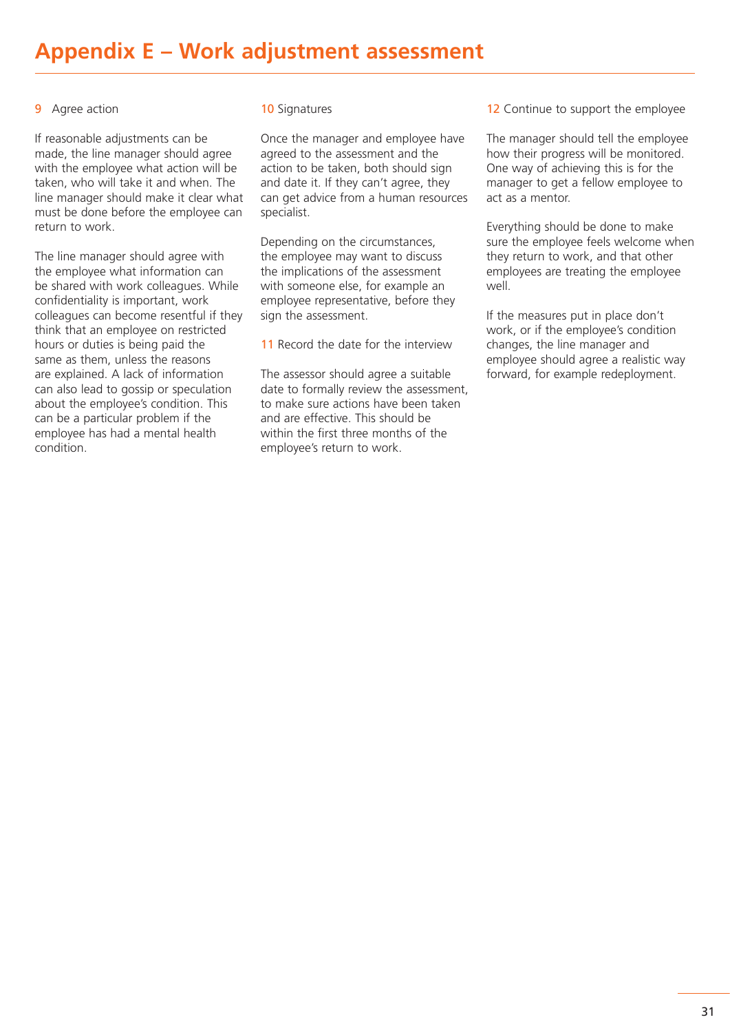# Appendix E – Work adjustment assessment

## 9 Agree action

If reasonable adjustments can be made, the line manager should agree with the employee what action will be taken, who will take it and when. The line manager should make it clear what must be done before the employee can return to work.

The line manager should agree with the employee what information can be shared with work colleagues. While confidentiality is important, work colleagues can become resentful if they think that an employee on restricted hours or duties is being paid the same as them, unless the reasons are explained. A lack of information can also lead to gossip or speculation about the employee's condition. This can be a particular problem if the employee has had a mental health condition.

## 10 Signatures

Once the manager and employee have agreed to the assessment and the action to be taken, both should sign and date it. If they can't agree, they can get advice from a human resources specialist.

Depending on the circumstances, the employee may want to discuss the implications of the assessment with someone else, for example an employee representative, before they sign the assessment.

## 11 Record the date for the interview

The assessor should agree a suitable date to formally review the assessment, to make sure actions have been taken and are effective. This should be within the first three months of the employee's return to work.

## 12 Continue to support the employee

The manager should tell the employee how their progress will be monitored. One way of achieving this is for the manager to get a fellow employee to act as a mentor.

Everything should be done to make sure the employee feels welcome when they return to work, and that other employees are treating the employee well.

If the measures put in place don't work, or if the employee's condition changes, the line manager and employee should agree a realistic way forward, for example redeployment.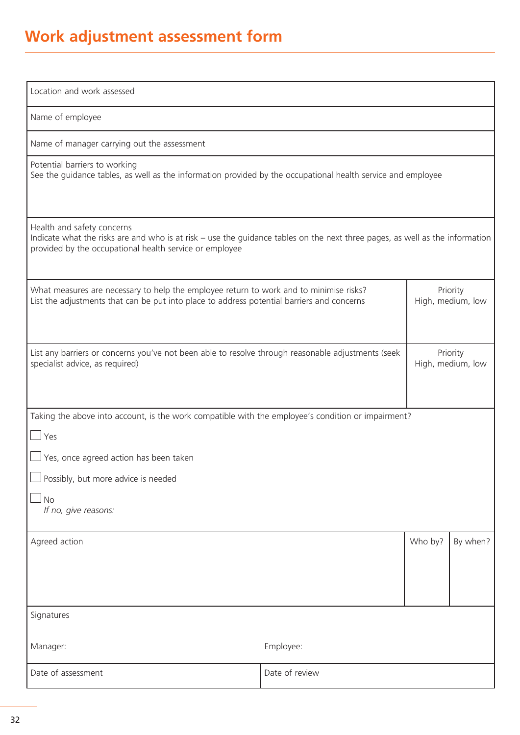# Work adjustment assessment form

| | | |
|---|---|---|
| Location and work assessed | | |
| Name of employee | | |
| Name of manager carrying out the assessment | | |
| Potential barriers to working<br>See the guidance tables, as well as the information provided by the occupational health service and employee | | |
| Health and safety concerns<br>Indicate what the risks are and who is at risk – use the guidance tables on the next three pages, as well as the information provided by the occupational health service or employee | | |
| What measures are necessary to help the employee return to work and to minimise risks?<br>List the adjustments that can be put into place to address potential barriers and concerns | Priority<br>High, medium, low | |
| List any barriers or concerns you've not been able to resolve through reasonable adjustments (seek specialist advice, as required) | Priority<br>High, medium, low | |
| Taking the above into account, is the work compatible with the employee's condition or impairment?<br>☐ Yes<br>☐ Yes, once agreed action has been taken<br>☐ Possibly, but more advice is needed<br>☐ No<br>*If no, give reasons:* | | |
| Agreed action | Who by? | By when? |
| Signatures<br>Manager: | Employee: | |
| Date of assessment | Date of review | |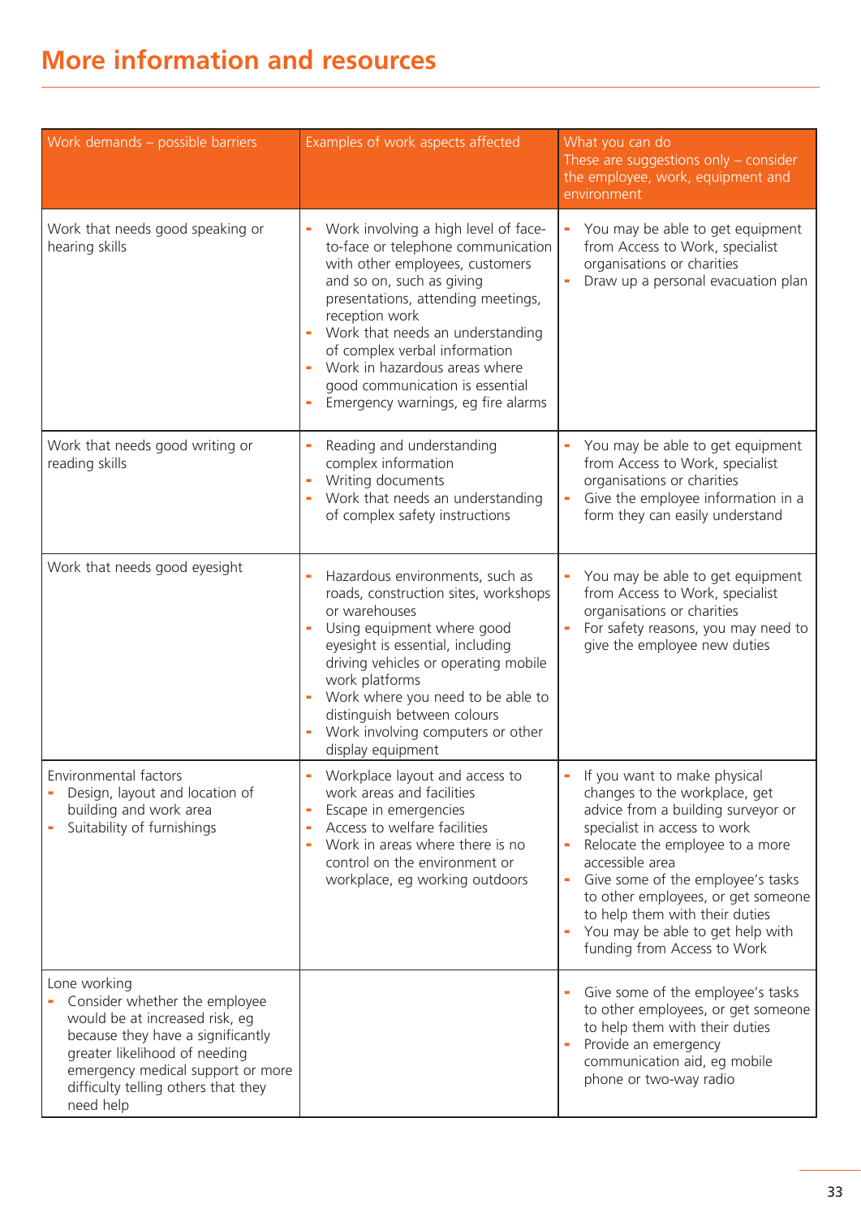# More information and resources

| Work demands – possible barriers | Examples of work aspects affected | What you can do<br>These are suggestions only – consider the employee, work, equipment and environment |
|---|---|---|
| Work that needs good speaking or hearing skills | - Work involving a high level of face-to-face or telephone communication with other employees, customers and so on, such as giving presentations, attending meetings, reception work<br>- Work that needs an understanding of complex verbal information<br>- Work in hazardous areas where good communication is essential<br>- Emergency warnings, eg fire alarms | - You may be able to get equipment from Access to Work, specialist organisations or charities<br>- Draw up a personal evacuation plan |
| Work that needs good writing or reading skills | - Reading and understanding complex information<br>- Writing documents<br>- Work that needs an understanding of complex safety instructions | - You may be able to get equipment from Access to Work, specialist organisations or charities<br>- Give the employee information in a form they can easily understand |
| Work that needs good eyesight | - Hazardous environments, such as roads, construction sites, workshops or warehouses<br>- Using equipment where good eyesight is essential, including driving vehicles or operating mobile work platforms<br>- Work where you need to be able to distinguish between colours<br>- Work involving computers or other display equipment | - You may be able to get equipment from Access to Work, specialist organisations or charities<br>- For safety reasons, you may need to give the employee new duties |
| Environmental factors<br>- Design, layout and location of building and work area<br>- Suitability of furnishings | - Workplace layout and access to work areas and facilities<br>- Escape in emergencies<br>- Access to welfare facilities<br>- Work in areas where there is no control on the environment or workplace, eg working outdoors | - If you want to make physical changes to the workplace, get advice from a building surveyor or specialist in access to work<br>- Relocate the employee to a more accessible area<br>- Give some of the employee's tasks to other employees, or get someone to help them with their duties<br>- You may be able to get help with funding from Access to Work |
| Lone working<br>- Consider whether the employee would be at increased risk, eg because they have a significantly greater likelihood of needing emergency medical support or more difficulty telling others that they need help | | - Give some of the employee's tasks to other employees, or get someone to help them with their duties<br>- Provide an emergency communication aid, eg mobile phone or two-way radio |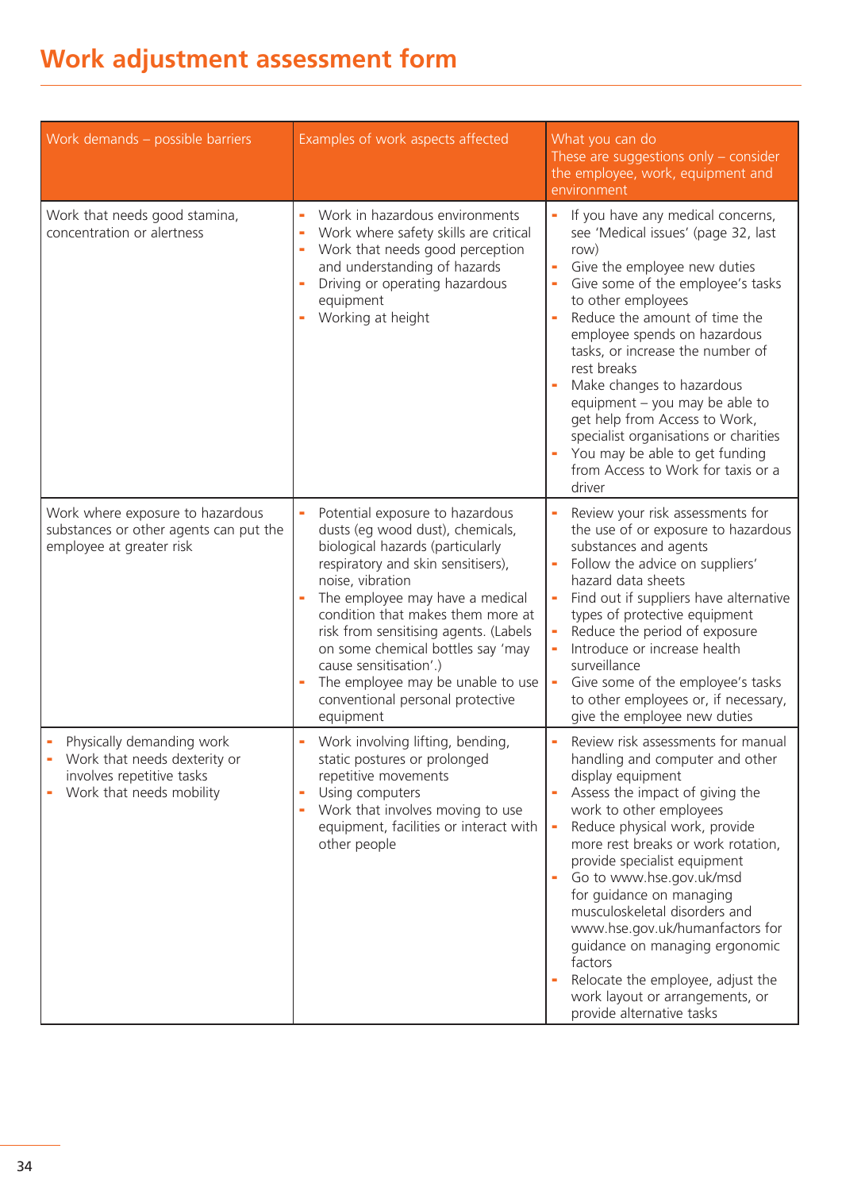# Work adjustment assessment form

| Work demands – possible barriers | Examples of work aspects affected | What you can do<br>These are suggestions only – consider the employee, work, equipment and environment |
|---|---|---|
| Work that needs good stamina, concentration or alertness | - Work in hazardous environments<br>- Work where safety skills are critical<br>- Work that needs good perception and understanding of hazards<br>- Driving or operating hazardous equipment<br>- Working at height | - If you have any medical concerns, see 'Medical issues' (page 32, last row)<br>- Give the employee new duties<br>- Give some of the employee's tasks to other employees<br>- Reduce the amount of time the employee spends on hazardous tasks, or increase the number of rest breaks<br>- Make changes to hazardous equipment – you may be able to get help from Access to Work, specialist organisations or charities<br>- You may be able to get funding from Access to Work for taxis or a driver |
| Work where exposure to hazardous substances or other agents can put the employee at greater risk | - Potential exposure to hazardous dusts (eg wood dust), chemicals, biological hazards (particularly respiratory and skin sensitisers), noise, vibration<br>- The employee may have a medical condition that makes them more at risk from sensitising agents. (Labels on some chemical bottles say 'may cause sensitisation'.)<br>- The employee may be unable to use conventional personal protective equipment | - Review your risk assessments for the use of or exposure to hazardous substances and agents<br>- Follow the advice on suppliers' hazard data sheets<br>- Find out if suppliers have alternative types of protective equipment<br>- Reduce the period of exposure<br>- Introduce or increase health surveillance<br>- Give some of the employee's tasks to other employees or, if necessary, give the employee new duties |
| - Physically demanding work<br>- Work that needs dexterity or involves repetitive tasks<br>- Work that needs mobility | - Work involving lifting, bending, static postures or prolonged repetitive movements<br>- Using computers<br>- Work that involves moving to use equipment, facilities or interact with other people | - Review risk assessments for manual handling and computer and other display equipment<br>- Assess the impact of giving the work to other employees<br>- Reduce physical work, provide more rest breaks or work rotation, provide specialist equipment<br>- Go to www.hse.gov.uk/msd for guidance on managing musculoskeletal disorders and www.hse.gov.uk/humanfactors for guidance on managing ergonomic factors<br>- Relocate the employee, adjust the work layout or arrangements, or provide alternative tasks |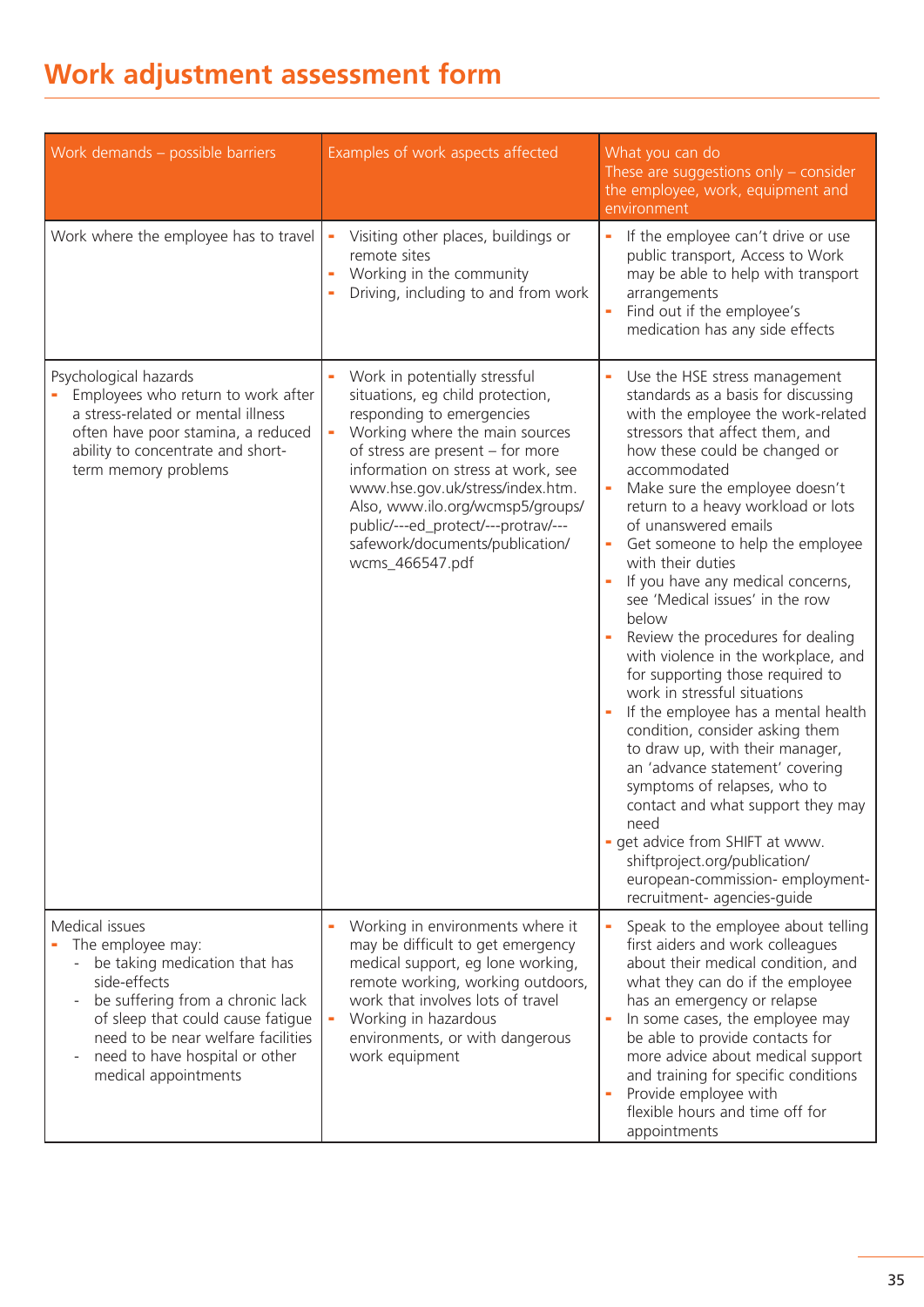# Work adjustment assessment form

| Work demands – possible barriers | Examples of work aspects affected | What you can do<br>These are suggestions only – consider the employee, work, equipment and environment |
|---|---|---|
| Work where the employee has to travel | - Visiting other places, buildings or remote sites<br>- Working in the community<br>- Driving, including to and from work | - If the employee can't drive or use public transport, Access to Work may be able to help with transport arrangements<br>- Find out if the employee's medication has any side effects |
| Psychological hazards<br>- Employees who return to work after a stress-related or mental illness often have poor stamina, a reduced ability to concentrate and short-term memory problems | - Work in potentially stressful situations, eg child protection, responding to emergencies<br>- Working where the main sources of stress are present – for more information on stress at work, see www.hse.gov.uk/stress/index.htm. Also, www.ilo.org/wcmsp5/groups/public/---ed_protect/---protrav/---safework/documents/publication/wcms_466547.pdf | - Use the HSE stress management standards as a basis for discussing with the employee the work-related stressors that affect them, and how these could be changed or accommodated<br>- Make sure the employee doesn't return to a heavy workload or lots of unanswered emails<br>- Get someone to help the employee with their duties<br>- If you have any medical concerns, see 'Medical issues' in the row below<br>- Review the procedures for dealing with violence in the workplace, and for supporting those required to work in stressful situations<br>- If the employee has a mental health condition, consider asking them to draw up, with their manager, an 'advance statement' covering symptoms of relapses, who to contact and what support they may need<br>- get advice from SHIFT at www.shiftproject.org/publication/european-commission- employment-recruitment- agencies-guide |
| Medical issues<br>- The employee may:<br>  - be taking medication that has side-effects<br>  - be suffering from a chronic lack of sleep that could cause fatigue need to be near welfare facilities<br>  - need to have hospital or other medical appointments | - Working in environments where it may be difficult to get emergency medical support, eg lone working, remote working, working outdoors, work that involves lots of travel<br>- Working in hazardous environments, or with dangerous work equipment | - Speak to the employee about telling first aiders and work colleagues about their medical condition, and what they can do if the employee has an emergency or relapse<br>- In some cases, the employee may be able to provide contacts for more advice about medical support and training for specific conditions<br>- Provide employee with flexible hours and time off for appointments |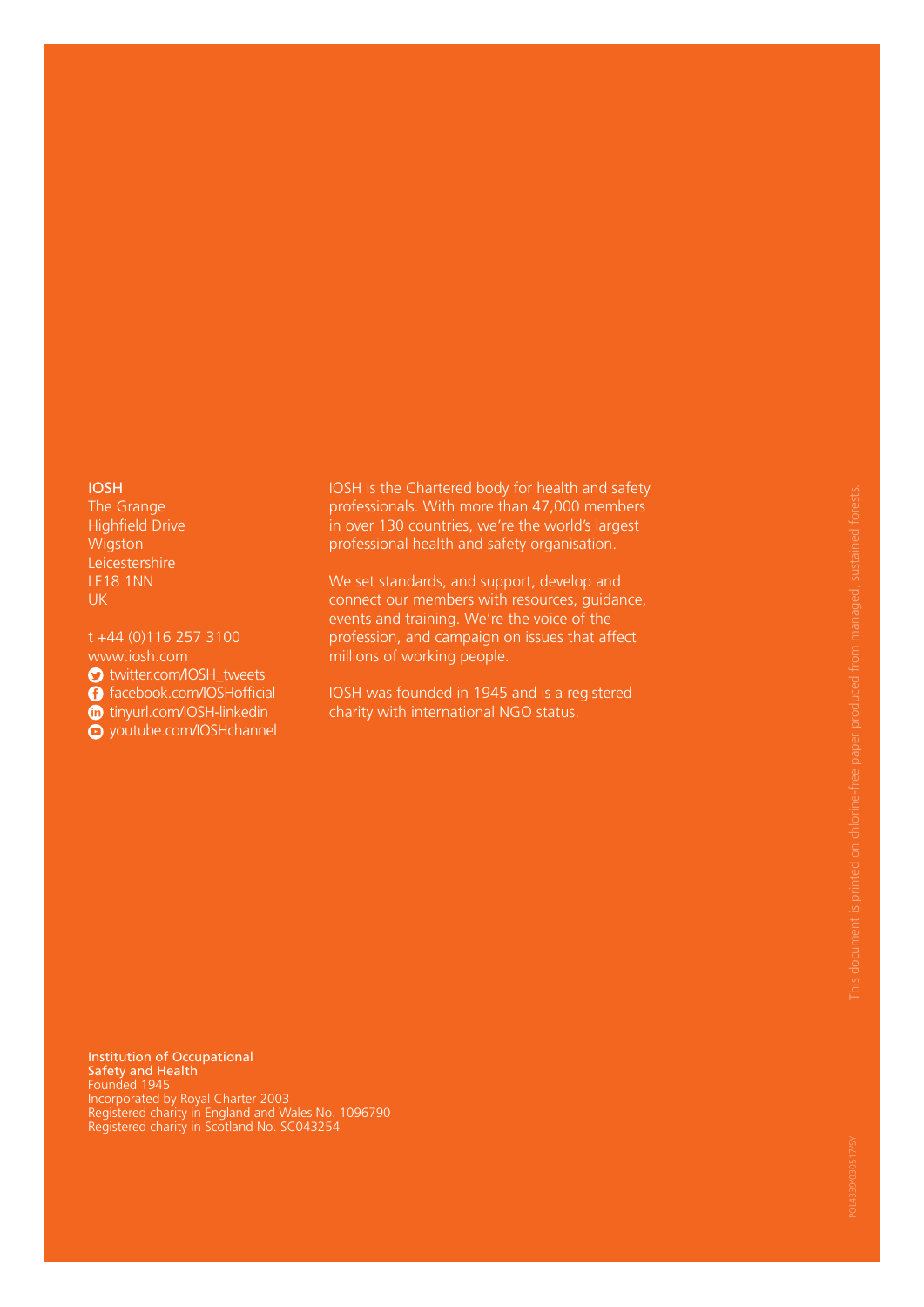**IOSH**
The Grange
Highfield Drive
Wigston
Leicestershire
LE18 1NN
UK

t +44 (0)116 257 3100
www.iosh.com
twitter.com/IOSH_tweets
facebook.com/IOSHofficial
tinyurl.com/IOSH-linkedin
youtube.com/IOSHchannel

IOSH is the Chartered body for health and safety professionals. With more than 47,000 members in over 130 countries, we're the world's largest professional health and safety organisation.

We set standards, and support, develop and connect our members with resources, guidance, events and training. We're the voice of the profession, and campaign on issues that affect millions of working people.

IOSH was founded in 1945 and is a registered charity with international NGO status.

This document is printed on chlorine-free paper produced from managed, sustained forests.

**Institution of Occupational Safety and Health**
Founded 1945
Incorporated by Royal Charter 2003
Registered charity in England and Wales No. 1096790
Registered charity in Scotland No. SC043254

POL4339/030517/SY